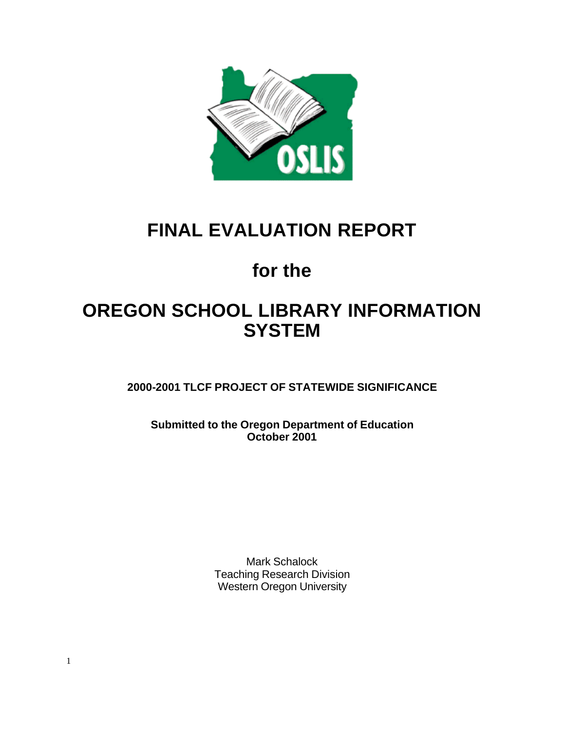# FINAL EVALUATION REPORT

# for the

# OREGON SCHOOL LIBRARY INFORMATION SYSTEM

**2000-2001 TLCF PROJECT OF STATEWIDE SIGNIFICANCE**

**Submitted to the Oregon Department of Education**
**October 2001**

Mark Schalock
Teaching Research Division
Western Oregon University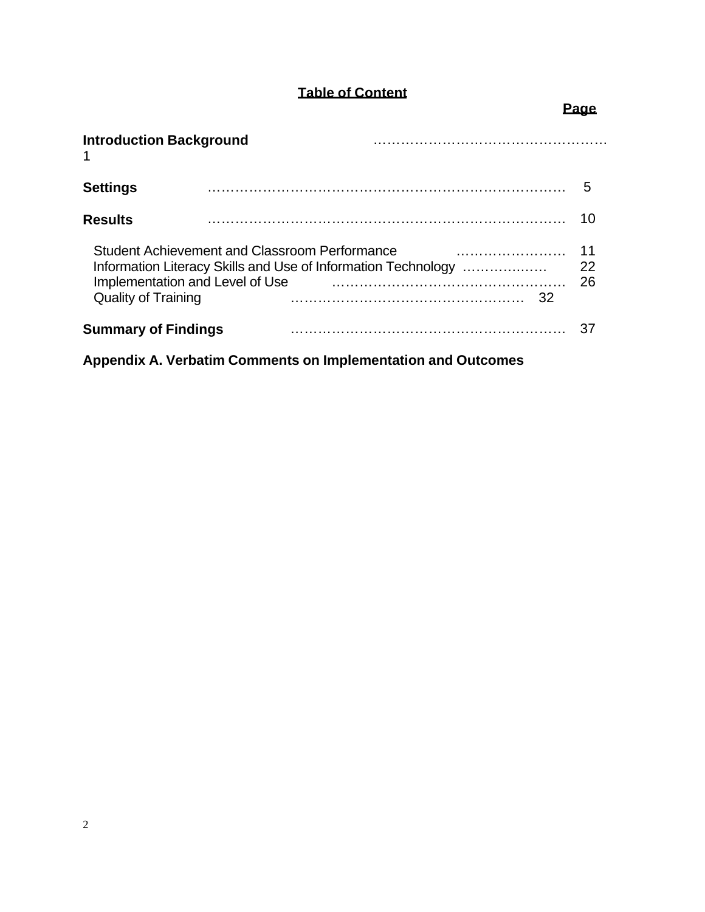## Table of Content

| | Page |
|---|---|
| **Introduction Background** | 1 |
| **Settings** | 5 |
| **Results** | 10 |
| Student Achievement and Classroom Performance | 11 |
| Information Literacy Skills and Use of Information Technology | 22 |
| Implementation and Level of Use | 26 |
| Quality of Training | 32 |
| **Summary of Findings** | 37 |
| **Appendix A. Verbatim Comments on Implementation and Outcomes** | |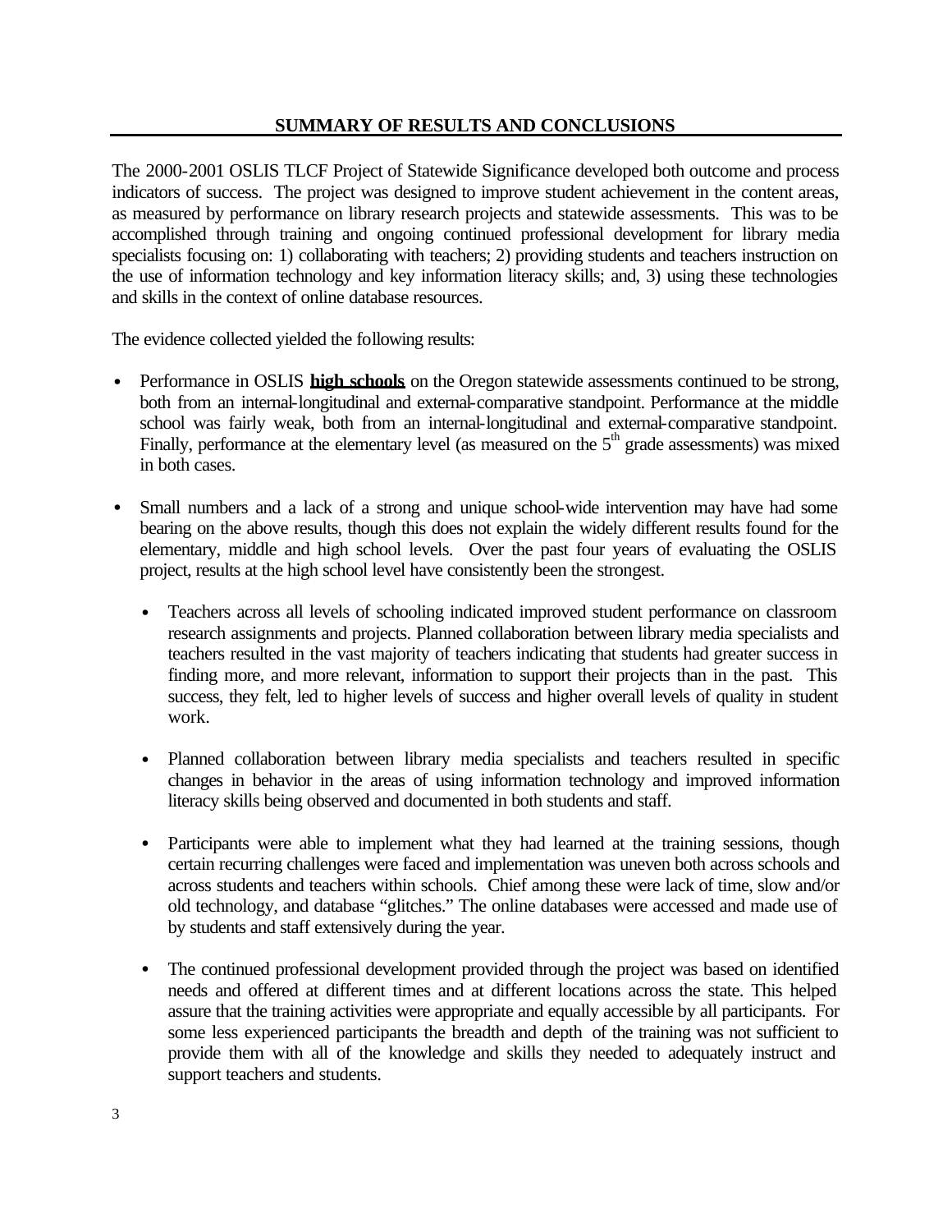## SUMMARY OF RESULTS AND CONCLUSIONS

The 2000-2001 OSLIS TLCF Project of Statewide Significance developed both outcome and process indicators of success. The project was designed to improve student achievement in the content areas, as measured by performance on library research projects and statewide assessments. This was to be accomplished through training and ongoing continued professional development for library media specialists focusing on: 1) collaborating with teachers; 2) providing students and teachers instruction on the use of information technology and key information literacy skills; and, 3) using these technologies and skills in the context of online database resources.

The evidence collected yielded the following results:

- Performance in OSLIS **high schools** on the Oregon statewide assessments continued to be strong, both from an internal-longitudinal and external-comparative standpoint. Performance at the middle school was fairly weak, both from an internal-longitudinal and external-comparative standpoint. Finally, performance at the elementary level (as measured on the 5th grade assessments) was mixed in both cases.

- Small numbers and a lack of a strong and unique school-wide intervention may have had some bearing on the above results, though this does not explain the widely different results found for the elementary, middle and high school levels. Over the past four years of evaluating the OSLIS project, results at the high school level have consistently been the strongest.

  - Teachers across all levels of schooling indicated improved student performance on classroom research assignments and projects. Planned collaboration between library media specialists and teachers resulted in the vast majority of teachers indicating that students had greater success in finding more, and more relevant, information to support their projects than in the past. This success, they felt, led to higher levels of success and higher overall levels of quality in student work.

  - Planned collaboration between library media specialists and teachers resulted in specific changes in behavior in the areas of using information technology and improved information literacy skills being observed and documented in both students and staff.

  - Participants were able to implement what they had learned at the training sessions, though certain recurring challenges were faced and implementation was uneven both across schools and across students and teachers within schools. Chief among these were lack of time, slow and/or old technology, and database "glitches." The online databases were accessed and made use of by students and staff extensively during the year.

  - The continued professional development provided through the project was based on identified needs and offered at different times and at different locations across the state. This helped assure that the training activities were appropriate and equally accessible by all participants. For some less experienced participants the breadth and depth of the training was not sufficient to provide them with all of the knowledge and skills they needed to adequately instruct and support teachers and students.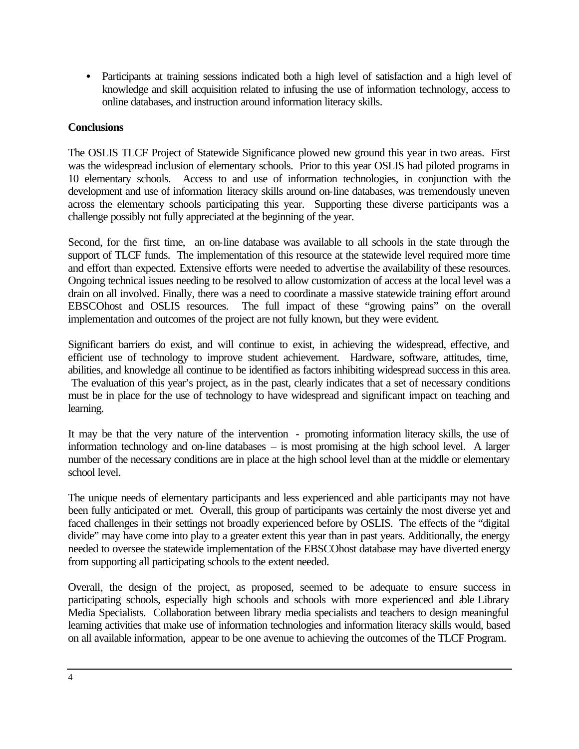- Participants at training sessions indicated both a high level of satisfaction and a high level of knowledge and skill acquisition related to infusing the use of information technology, access to online databases, and instruction around information literacy skills.

**Conclusions**

The OSLIS TLCF Project of Statewide Significance plowed new ground this year in two areas. First was the widespread inclusion of elementary schools. Prior to this year OSLIS had piloted programs in 10 elementary schools. Access to and use of information technologies, in conjunction with the development and use of information literacy skills around on-line databases, was tremendously uneven across the elementary schools participating this year. Supporting these diverse participants was a challenge possibly not fully appreciated at the beginning of the year.

Second, for the first time, an on-line database was available to all schools in the state through the support of TLCF funds. The implementation of this resource at the statewide level required more time and effort than expected. Extensive efforts were needed to advertise the availability of these resources. Ongoing technical issues needing to be resolved to allow customization of access at the local level was a drain on all involved. Finally, there was a need to coordinate a massive statewide training effort around EBSCOhost and OSLIS resources. The full impact of these "growing pains" on the overall implementation and outcomes of the project are not fully known, but they were evident.

Significant barriers do exist, and will continue to exist, in achieving the widespread, effective, and efficient use of technology to improve student achievement. Hardware, software, attitudes, time, abilities, and knowledge all continue to be identified as factors inhibiting widespread success in this area. The evaluation of this year's project, as in the past, clearly indicates that a set of necessary conditions must be in place for the use of technology to have widespread and significant impact on teaching and learning.

It may be that the very nature of the intervention - promoting information literacy skills, the use of information technology and on-line databases – is most promising at the high school level. A larger number of the necessary conditions are in place at the high school level than at the middle or elementary school level.

The unique needs of elementary participants and less experienced and able participants may not have been fully anticipated or met. Overall, this group of participants was certainly the most diverse yet and faced challenges in their settings not broadly experienced before by OSLIS. The effects of the "digital divide" may have come into play to a greater extent this year than in past years. Additionally, the energy needed to oversee the statewide implementation of the EBSCOhost database may have diverted energy from supporting all participating schools to the extent needed.

Overall, the design of the project, as proposed, seemed to be adequate to ensure success in participating schools, especially high schools and schools with more experienced and able Library Media Specialists. Collaboration between library media specialists and teachers to design meaningful learning activities that make use of information technologies and information literacy skills would, based on all available information, appear to be one avenue to achieving the outcomes of the TLCF Program.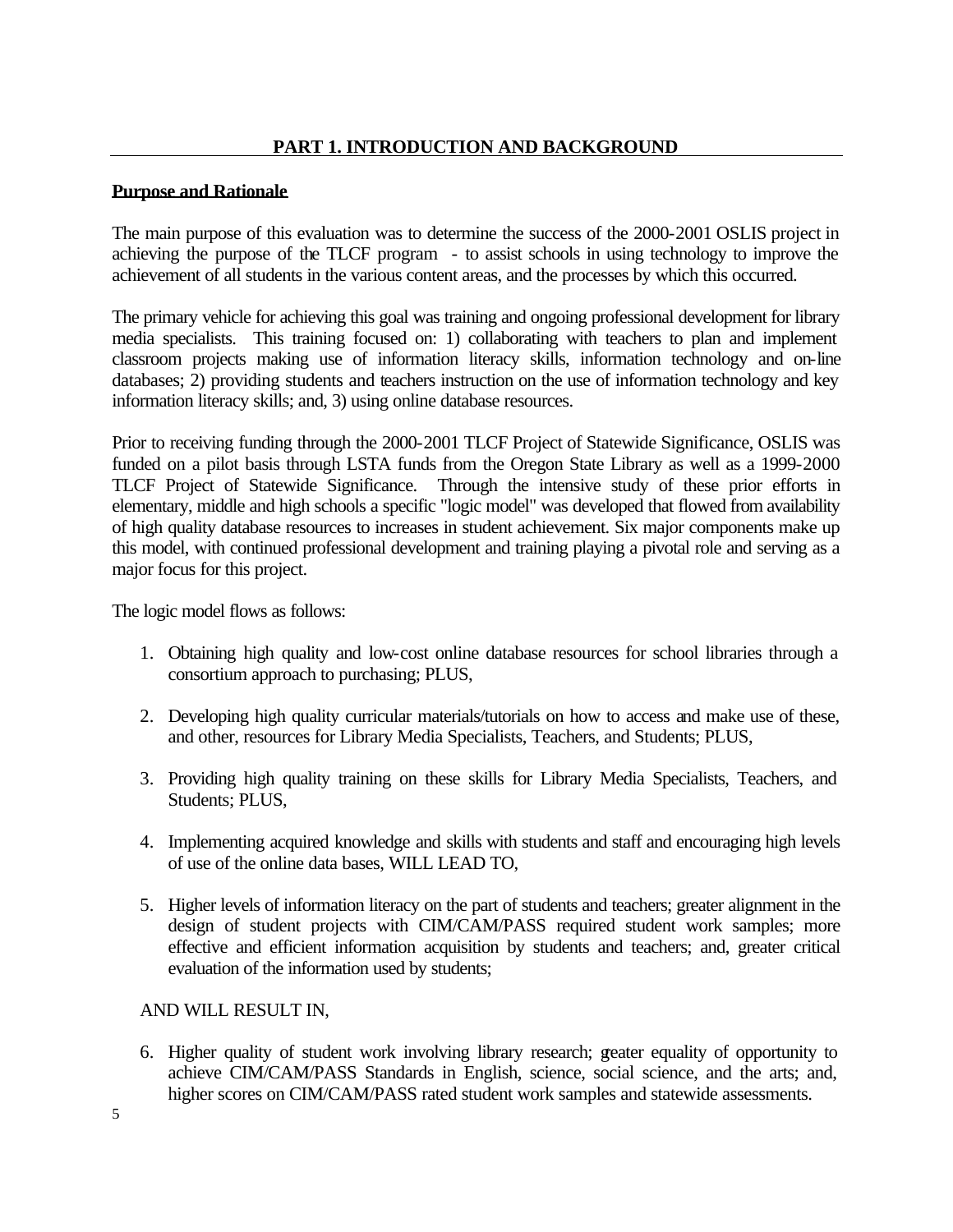## PART 1. INTRODUCTION AND BACKGROUND

**Purpose and Rationale**

The main purpose of this evaluation was to determine the success of the 2000-2001 OSLIS project in achieving the purpose of the TLCF program - to assist schools in using technology to improve the achievement of all students in the various content areas, and the processes by which this occurred.

The primary vehicle for achieving this goal was training and ongoing professional development for library media specialists. This training focused on: 1) collaborating with teachers to plan and implement classroom projects making use of information literacy skills, information technology and on-line databases; 2) providing students and teachers instruction on the use of information technology and key information literacy skills; and, 3) using online database resources.

Prior to receiving funding through the 2000-2001 TLCF Project of Statewide Significance, OSLIS was funded on a pilot basis through LSTA funds from the Oregon State Library as well as a 1999-2000 TLCF Project of Statewide Significance. Through the intensive study of these prior efforts in elementary, middle and high schools a specific "logic model" was developed that flowed from availability of high quality database resources to increases in student achievement. Six major components make up this model, with continued professional development and training playing a pivotal role and serving as a major focus for this project.

The logic model flows as follows:

1. Obtaining high quality and low-cost online database resources for school libraries through a consortium approach to purchasing; PLUS,

2. Developing high quality curricular materials/tutorials on how to access and make use of these, and other, resources for Library Media Specialists, Teachers, and Students; PLUS,

3. Providing high quality training on these skills for Library Media Specialists, Teachers, and Students; PLUS,

4. Implementing acquired knowledge and skills with students and staff and encouraging high levels of use of the online data bases, WILL LEAD TO,

5. Higher levels of information literacy on the part of students and teachers; greater alignment in the design of student projects with CIM/CAM/PASS required student work samples; more effective and efficient information acquisition by students and teachers; and, greater critical evaluation of the information used by students;

AND WILL RESULT IN,

6. Higher quality of student work involving library research; greater equality of opportunity to achieve CIM/CAM/PASS Standards in English, science, social science, and the arts; and, higher scores on CIM/CAM/PASS rated student work samples and statewide assessments.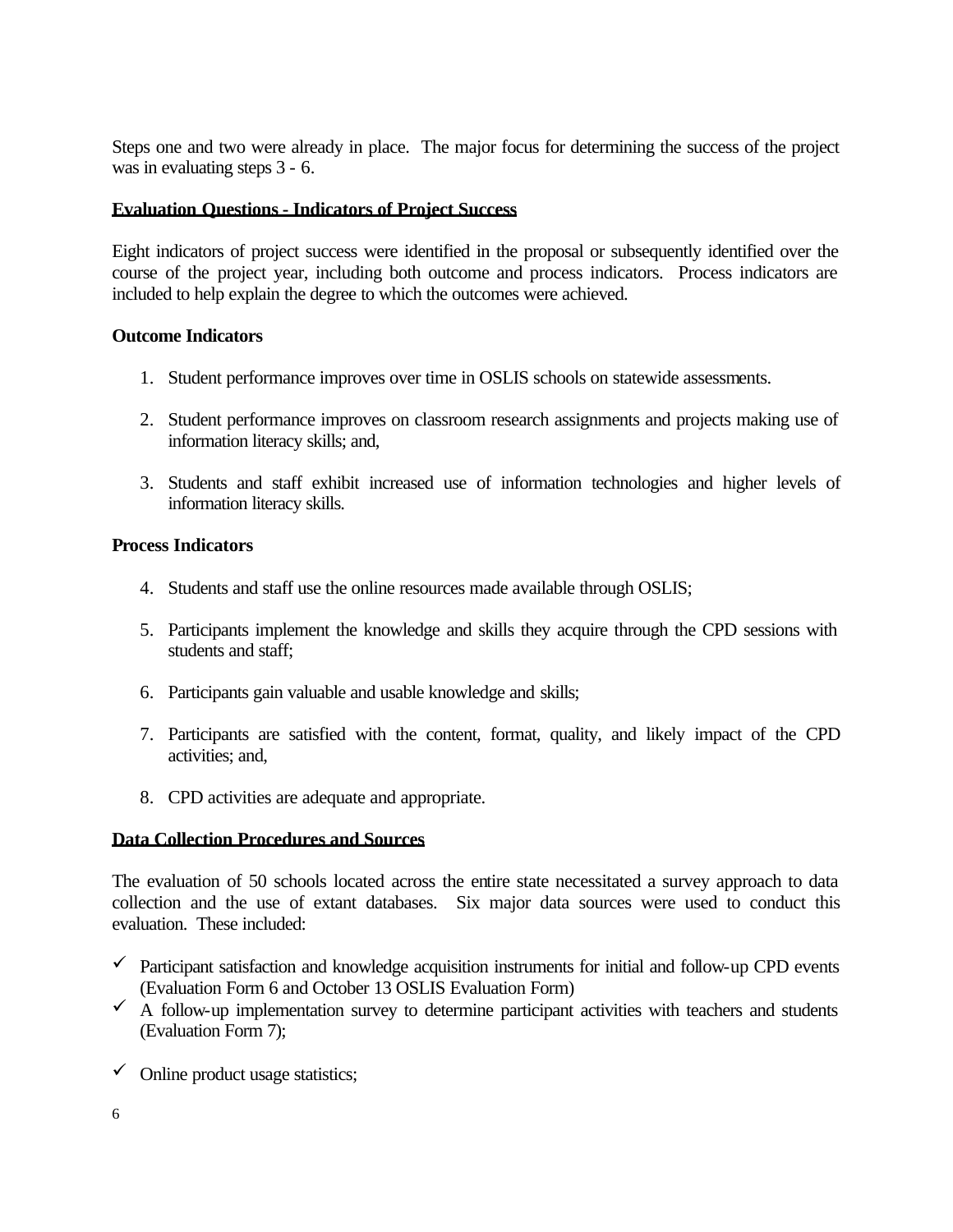Steps one and two were already in place. The major focus for determining the success of the project was in evaluating steps 3 - 6.

## Evaluation Questions - Indicators of Project Success

Eight indicators of project success were identified in the proposal or subsequently identified over the course of the project year, including both outcome and process indicators. Process indicators are included to help explain the degree to which the outcomes were achieved.

### Outcome Indicators

1. Student performance improves over time in OSLIS schools on statewide assessments.

2. Student performance improves on classroom research assignments and projects making use of information literacy skills; and,

3. Students and staff exhibit increased use of information technologies and higher levels of information literacy skills.

### Process Indicators

4. Students and staff use the online resources made available through OSLIS;

5. Participants implement the knowledge and skills they acquire through the CPD sessions with students and staff;

6. Participants gain valuable and usable knowledge and skills;

7. Participants are satisfied with the content, format, quality, and likely impact of the CPD activities; and,

8. CPD activities are adequate and appropriate.

## Data Collection Procedures and Sources

The evaluation of 50 schools located across the entire state necessitated a survey approach to data collection and the use of extant databases. Six major data sources were used to conduct this evaluation. These included:

- ✓ Participant satisfaction and knowledge acquisition instruments for initial and follow-up CPD events (Evaluation Form 6 and October 13 OSLIS Evaluation Form)
- ✓ A follow-up implementation survey to determine participant activities with teachers and students (Evaluation Form 7);
- ✓ Online product usage statistics;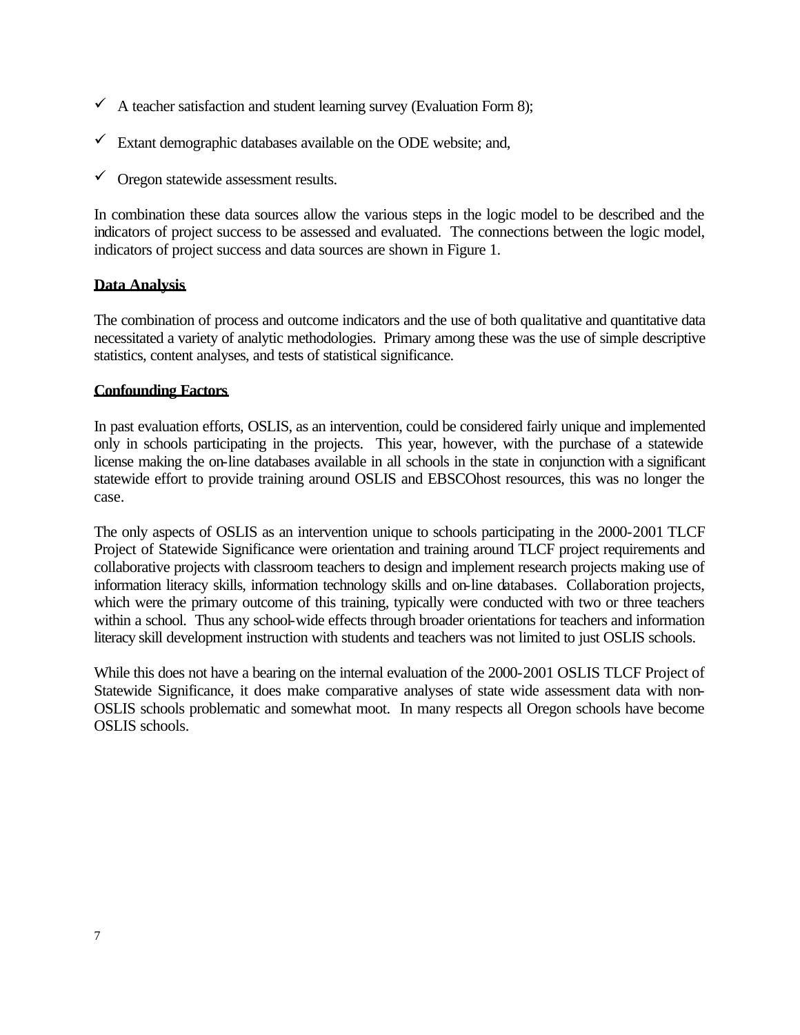- ✓ A teacher satisfaction and student learning survey (Evaluation Form 8);
- ✓ Extant demographic databases available on the ODE website; and,
- ✓ Oregon statewide assessment results.

In combination these data sources allow the various steps in the logic model to be described and the indicators of project success to be assessed and evaluated. The connections between the logic model, indicators of project success and data sources are shown in Figure 1.

**Data Analysis**

The combination of process and outcome indicators and the use of both qualitative and quantitative data necessitated a variety of analytic methodologies. Primary among these was the use of simple descriptive statistics, content analyses, and tests of statistical significance.

**Confounding Factors**

In past evaluation efforts, OSLIS, as an intervention, could be considered fairly unique and implemented only in schools participating in the projects. This year, however, with the purchase of a statewide license making the on-line databases available in all schools in the state in conjunction with a significant statewide effort to provide training around OSLIS and EBSCOhost resources, this was no longer the case.

The only aspects of OSLIS as an intervention unique to schools participating in the 2000-2001 TLCF Project of Statewide Significance were orientation and training around TLCF project requirements and collaborative projects with classroom teachers to design and implement research projects making use of information literacy skills, information technology skills and on-line databases. Collaboration projects, which were the primary outcome of this training, typically were conducted with two or three teachers within a school. Thus any school-wide effects through broader orientations for teachers and information literacy skill development instruction with students and teachers was not limited to just OSLIS schools.

While this does not have a bearing on the internal evaluation of the 2000-2001 OSLIS TLCF Project of Statewide Significance, it does make comparative analyses of state wide assessment data with non-OSLIS schools problematic and somewhat moot. In many respects all Oregon schools have become OSLIS schools.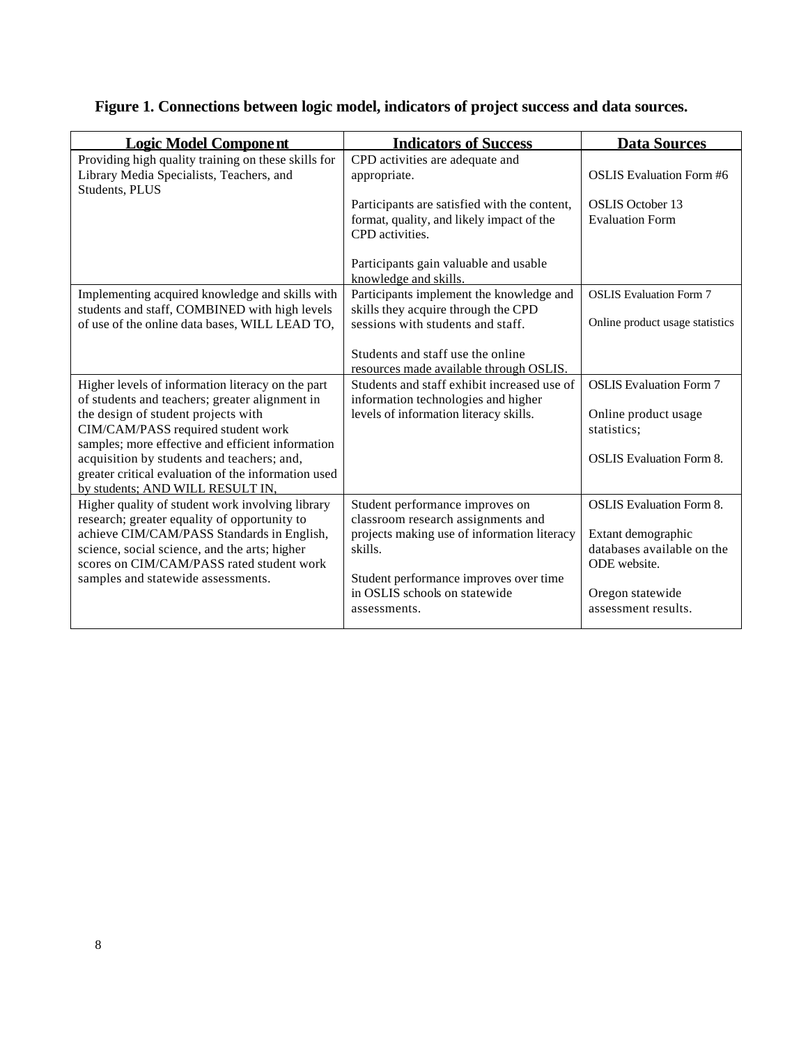**Figure 1. Connections between logic model, indicators of project success and data sources.**

| Logic Model Component | Indicators of Success | Data Sources |
|---|---|---|
| Providing high quality training on these skills for Library Media Specialists, Teachers, and Students, PLUS | CPD activities are adequate and appropriate.<br><br>Participants are satisfied with the content, format, quality, and likely impact of the CPD activities.<br><br>Participants gain valuable and usable knowledge and skills. | OSLIS Evaluation Form #6<br><br>OSLIS October 13 Evaluation Form |
| Implementing acquired knowledge and skills with students and staff, COMBINED with high levels of use of the online data bases, WILL LEAD TO, | Participants implement the knowledge and skills they acquire through the CPD sessions with students and staff.<br><br>Students and staff use the online resources made available through OSLIS. | OSLIS Evaluation Form 7<br><br>Online product usage statistics |
| Higher levels of information literacy on the part of students and teachers; greater alignment in the design of student projects with CIM/CAM/PASS required student work samples; more effective and efficient information acquisition by students and teachers; and, greater critical evaluation of the information used by students; AND WILL RESULT IN, | Students and staff exhibit increased use of information technologies and higher levels of information literacy skills. | OSLIS Evaluation Form 7<br><br>Online product usage statistics;<br><br>OSLIS Evaluation Form 8. |
| Higher quality of student work involving library research; greater equality of opportunity to achieve CIM/CAM/PASS Standards in English, science, social science, and the arts; higher scores on CIM/CAM/PASS rated student work samples and statewide assessments. | Student performance improves on classroom research assignments and projects making use of information literacy skills.<br><br>Student performance improves over time in OSLIS schools on statewide assessments. | OSLIS Evaluation Form 8.<br><br>Extant demographic databases available on the ODE website.<br><br>Oregon statewide assessment results. |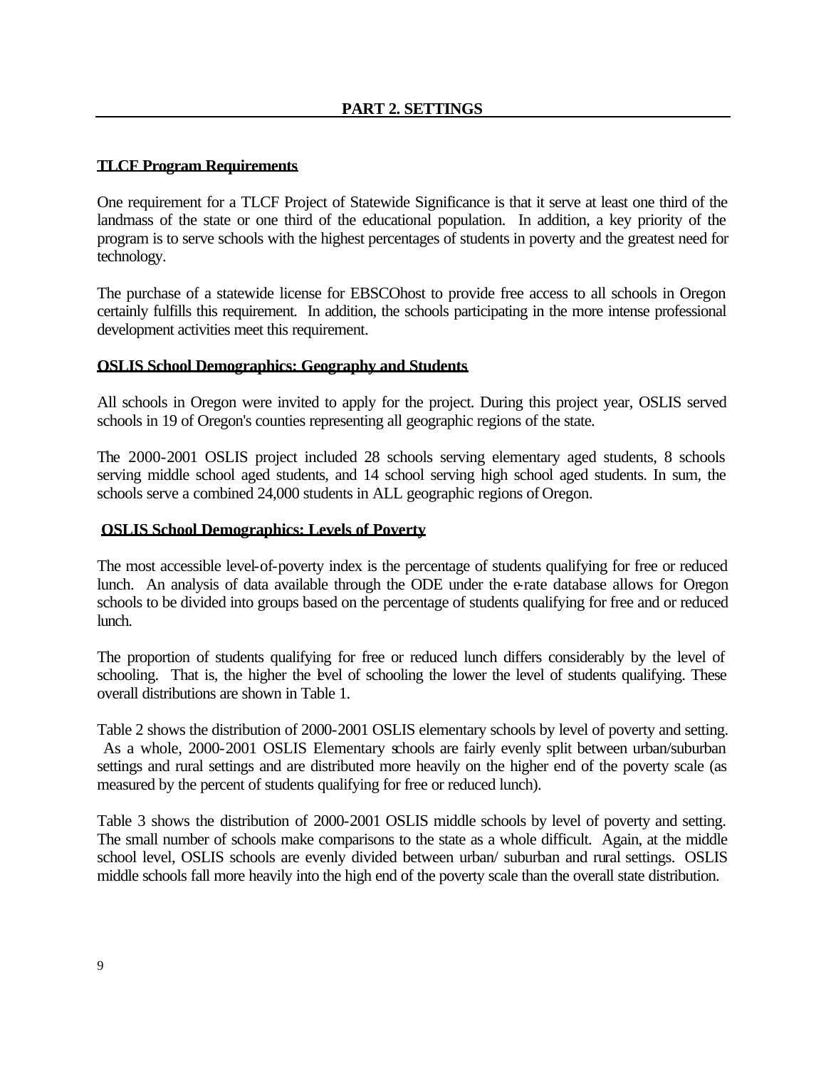## PART 2. SETTINGS

### TLCF Program Requirements

One requirement for a TLCF Project of Statewide Significance is that it serve at least one third of the landmass of the state or one third of the educational population. In addition, a key priority of the program is to serve schools with the highest percentages of students in poverty and the greatest need for technology.

The purchase of a statewide license for EBSCOhost to provide free access to all schools in Oregon certainly fulfills this requirement. In addition, the schools participating in the more intense professional development activities meet this requirement.

### OSLIS School Demographics: Geography and Students

All schools in Oregon were invited to apply for the project. During this project year, OSLIS served schools in 19 of Oregon's counties representing all geographic regions of the state.

The 2000-2001 OSLIS project included 28 schools serving elementary aged students, 8 schools serving middle school aged students, and 14 school serving high school aged students. In sum, the schools serve a combined 24,000 students in ALL geographic regions of Oregon.

### OSLIS School Demographics: Levels of Poverty

The most accessible level-of-poverty index is the percentage of students qualifying for free or reduced lunch. An analysis of data available through the ODE under the e-rate database allows for Oregon schools to be divided into groups based on the percentage of students qualifying for free and or reduced lunch.

The proportion of students qualifying for free or reduced lunch differs considerably by the level of schooling. That is, the higher the level of schooling the lower the level of students qualifying. These overall distributions are shown in Table 1.

Table 2 shows the distribution of 2000-2001 OSLIS elementary schools by level of poverty and setting. As a whole, 2000-2001 OSLIS Elementary schools are fairly evenly split between urban/suburban settings and rural settings and are distributed more heavily on the higher end of the poverty scale (as measured by the percent of students qualifying for free or reduced lunch).

Table 3 shows the distribution of 2000-2001 OSLIS middle schools by level of poverty and setting. The small number of schools make comparisons to the state as a whole difficult. Again, at the middle school level, OSLIS schools are evenly divided between urban/ suburban and rural settings. OSLIS middle schools fall more heavily into the high end of the poverty scale than the overall state distribution.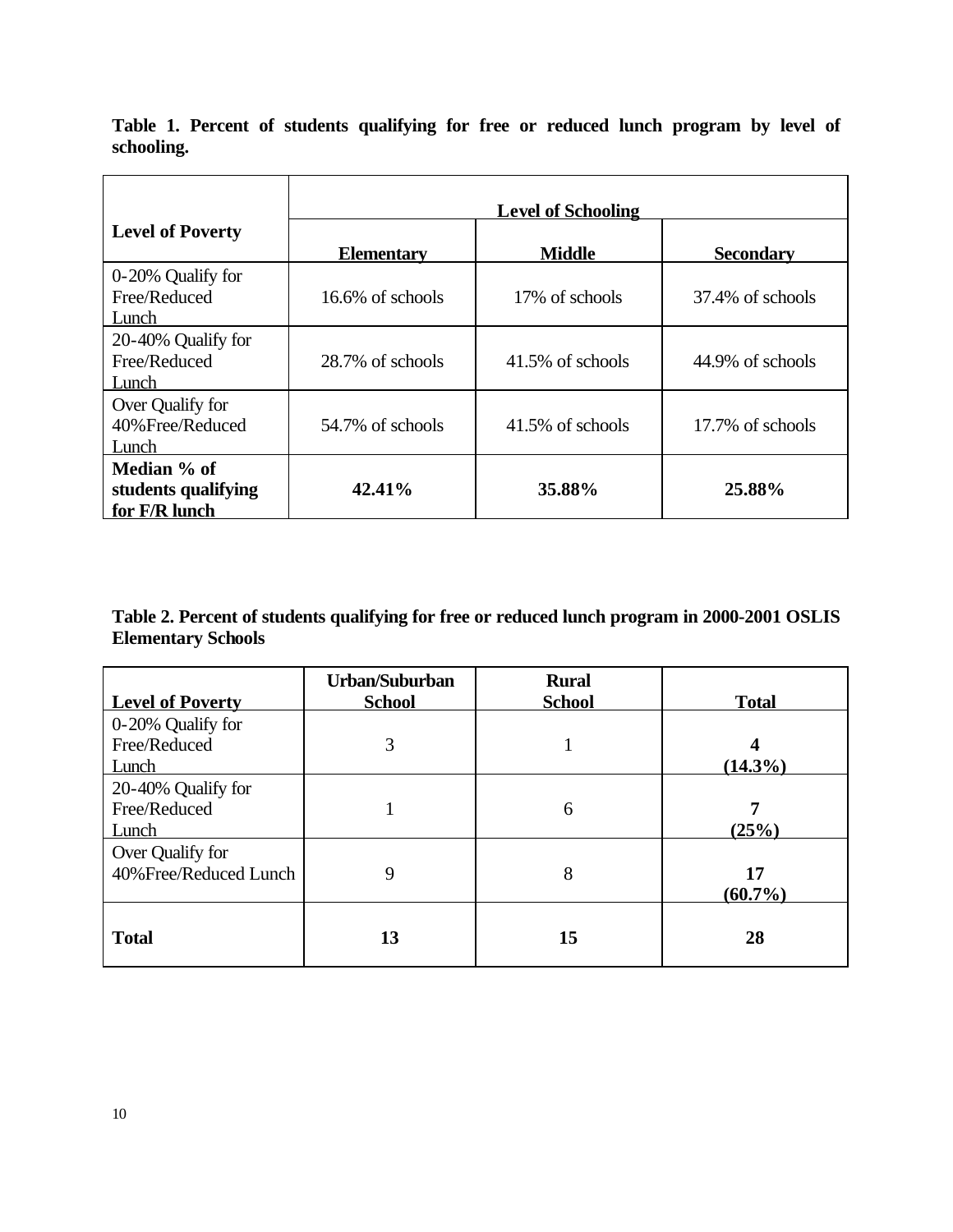**Table 1. Percent of students qualifying for free or reduced lunch program by level of schooling.**

| Level of Poverty | Level of Schooling | | |
|---|---|---|---|
| | **Elementary** | **Middle** | **Secondary** |
| 0-20% Qualify for Free/Reduced Lunch | 16.6% of schools | 17% of schools | 37.4% of schools |
| 20-40% Qualify for Free/Reduced Lunch | 28.7% of schools | 41.5% of schools | 44.9% of schools |
| Over Qualify for 40%Free/Reduced Lunch | 54.7% of schools | 41.5% of schools | 17.7% of schools |
| **Median % of students qualifying for F/R lunch** | **42.41%** | **35.88%** | **25.88%** |

**Table 2. Percent of students qualifying for free or reduced lunch program in 2000-2001 OSLIS Elementary Schools**

| Level of Poverty | Urban/Suburban School | Rural School | Total |
|---|---|---|---|
| 0-20% Qualify for Free/Reduced Lunch | 3 | 1 | **4 (14.3%)** |
| 20-40% Qualify for Free/Reduced Lunch | 1 | 6 | **7 (25%)** |
| Over Qualify for 40%Free/Reduced Lunch | 9 | 8 | **17 (60.7%)** |
| **Total** | **13** | **15** | **28** |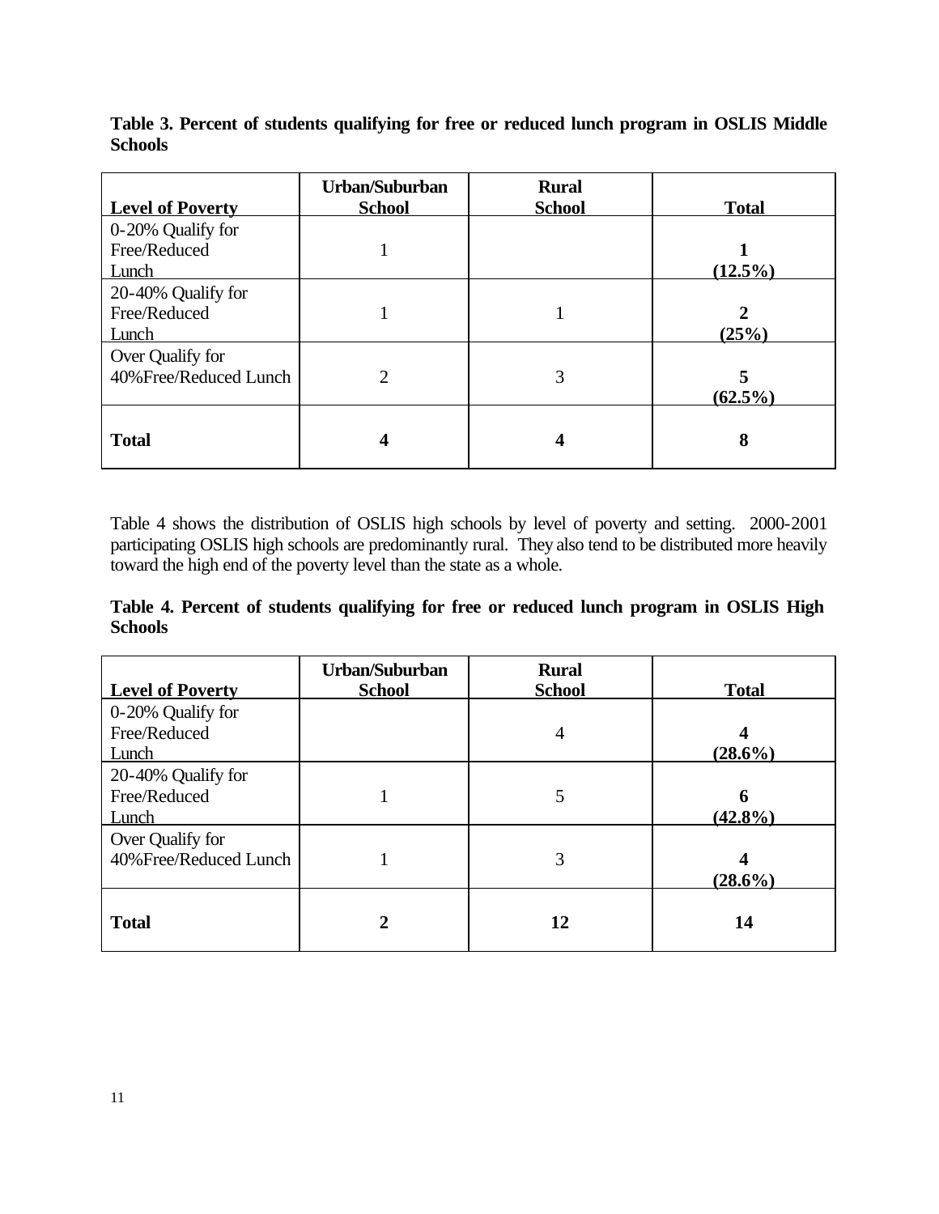**Table 3. Percent of students qualifying for free or reduced lunch program in OSLIS Middle Schools**

| Level of Poverty | Urban/Suburban School | Rural School | Total |
|---|---|---|---|
| 0-20% Qualify for Free/Reduced Lunch | 1 | | **1 (12.5%)** |
| 20-40% Qualify for Free/Reduced Lunch | 1 | 1 | **2 (25%)** |
| Over Qualify for 40%Free/Reduced Lunch | 2 | 3 | **5 (62.5%)** |
| **Total** | **4** | **4** | **8** |

Table 4 shows the distribution of OSLIS high schools by level of poverty and setting. 2000-2001 participating OSLIS high schools are predominantly rural. They also tend to be distributed more heavily toward the high end of the poverty level than the state as a whole.

**Table 4. Percent of students qualifying for free or reduced lunch program in OSLIS High Schools**

| Level of Poverty | Urban/Suburban School | Rural School | Total |
|---|---|---|---|
| 0-20% Qualify for Free/Reduced Lunch | | 4 | **4 (28.6%)** |
| 20-40% Qualify for Free/Reduced Lunch | 1 | 5 | **6 (42.8%)** |
| Over Qualify for 40%Free/Reduced Lunch | 1 | 3 | **4 (28.6%)** |
| **Total** | **2** | **12** | **14** |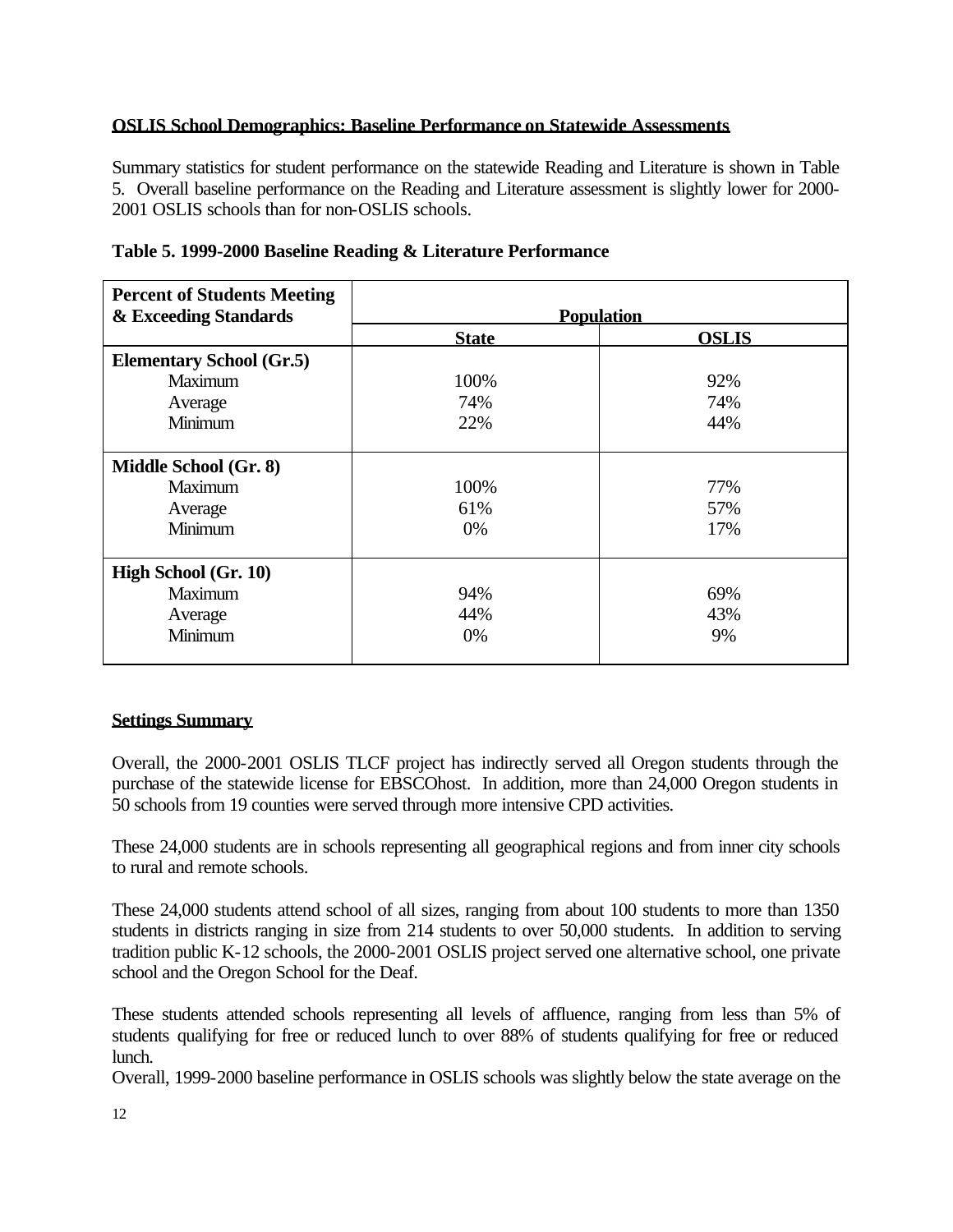**OSLIS School Demographics: Baseline Performance on Statewide Assessments**

Summary statistics for student performance on the statewide Reading and Literature is shown in Table 5. Overall baseline performance on the Reading and Literature assessment is slightly lower for 2000-2001 OSLIS schools than for non-OSLIS schools.

**Table 5. 1999-2000 Baseline Reading & Literature Performance**

| Percent of Students Meeting & Exceeding Standards | Population | |
|---|---|---|
| | **State** | **OSLIS** |
| **Elementary School (Gr.5)** | | |
| Maximum | 100% | 92% |
| Average | 74% | 74% |
| Minimum | 22% | 44% |
| **Middle School (Gr. 8)** | | |
| Maximum | 100% | 77% |
| Average | 61% | 57% |
| Minimum | 0% | 17% |
| **High School (Gr. 10)** | | |
| Maximum | 94% | 69% |
| Average | 44% | 43% |
| Minimum | 0% | 9% |

**Settings Summary**

Overall, the 2000-2001 OSLIS TLCF project has indirectly served all Oregon students through the purchase of the statewide license for EBSCOhost. In addition, more than 24,000 Oregon students in 50 schools from 19 counties were served through more intensive CPD activities.

These 24,000 students are in schools representing all geographical regions and from inner city schools to rural and remote schools.

These 24,000 students attend school of all sizes, ranging from about 100 students to more than 1350 students in districts ranging in size from 214 students to over 50,000 students. In addition to serving tradition public K-12 schools, the 2000-2001 OSLIS project served one alternative school, one private school and the Oregon School for the Deaf.

These students attended schools representing all levels of affluence, ranging from less than 5% of students qualifying for free or reduced lunch to over 88% of students qualifying for free or reduced lunch.

Overall, 1999-2000 baseline performance in OSLIS schools was slightly below the state average on the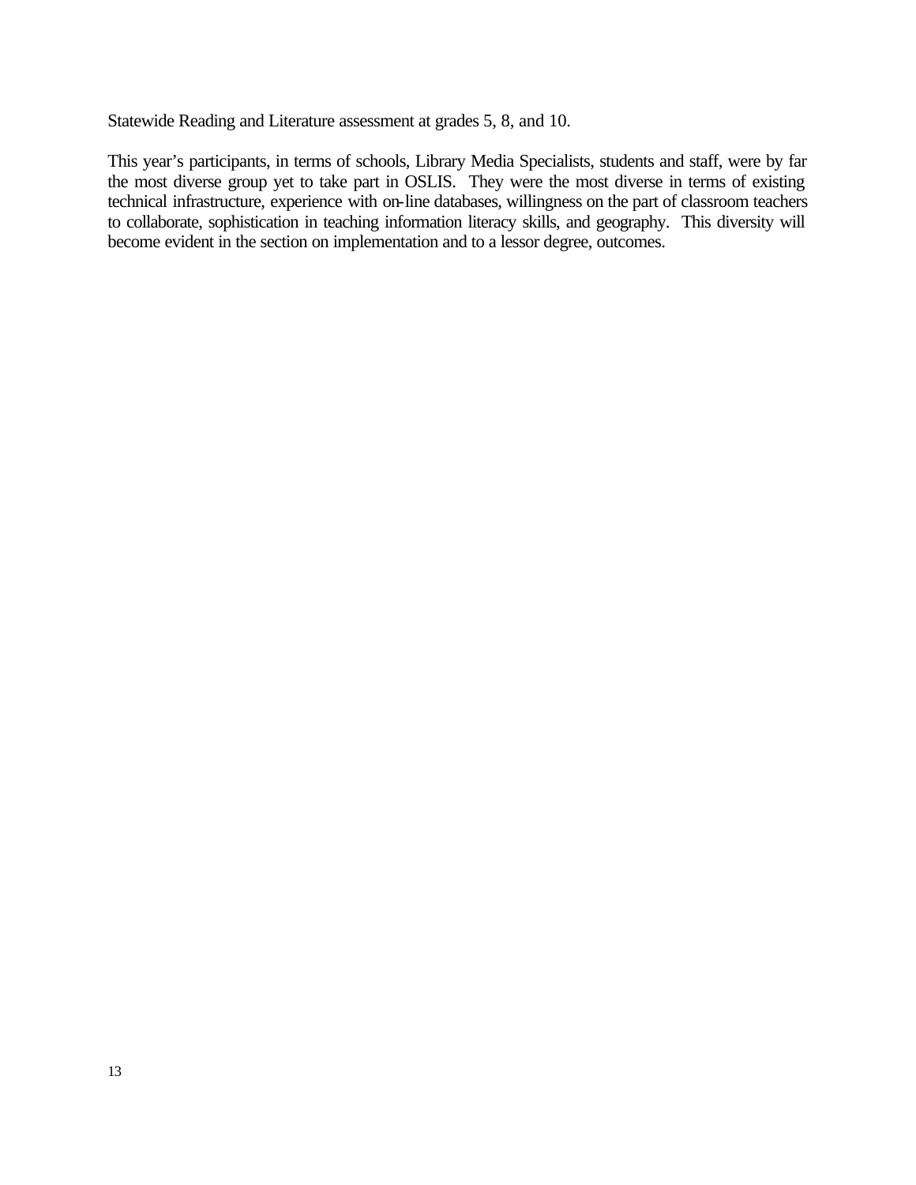Statewide Reading and Literature assessment at grades 5, 8, and 10.

This year's participants, in terms of schools, Library Media Specialists, students and staff, were by far the most diverse group yet to take part in OSLIS. They were the most diverse in terms of existing technical infrastructure, experience with on-line databases, willingness on the part of classroom teachers to collaborate, sophistication in teaching information literacy skills, and geography. This diversity will become evident in the section on implementation and to a lessor degree, outcomes.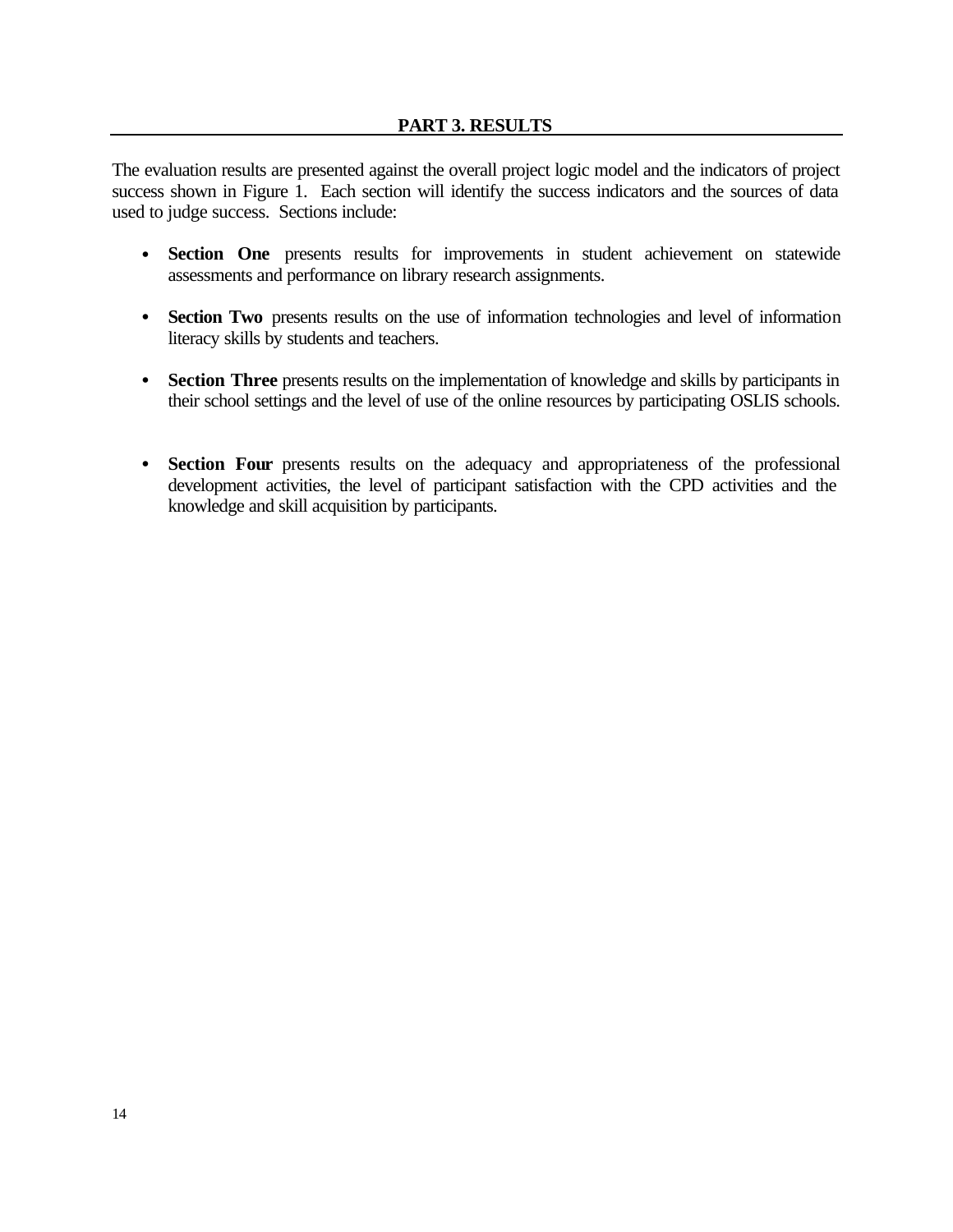# PART 3. RESULTS

The evaluation results are presented against the overall project logic model and the indicators of project success shown in Figure 1. Each section will identify the success indicators and the sources of data used to judge success. Sections include:

- **Section One** presents results for improvements in student achievement on statewide assessments and performance on library research assignments.

- **Section Two** presents results on the use of information technologies and level of information literacy skills by students and teachers.

- **Section Three** presents results on the implementation of knowledge and skills by participants in their school settings and the level of use of the online resources by participating OSLIS schools.

- **Section Four** presents results on the adequacy and appropriateness of the professional development activities, the level of participant satisfaction with the CPD activities and the knowledge and skill acquisition by participants.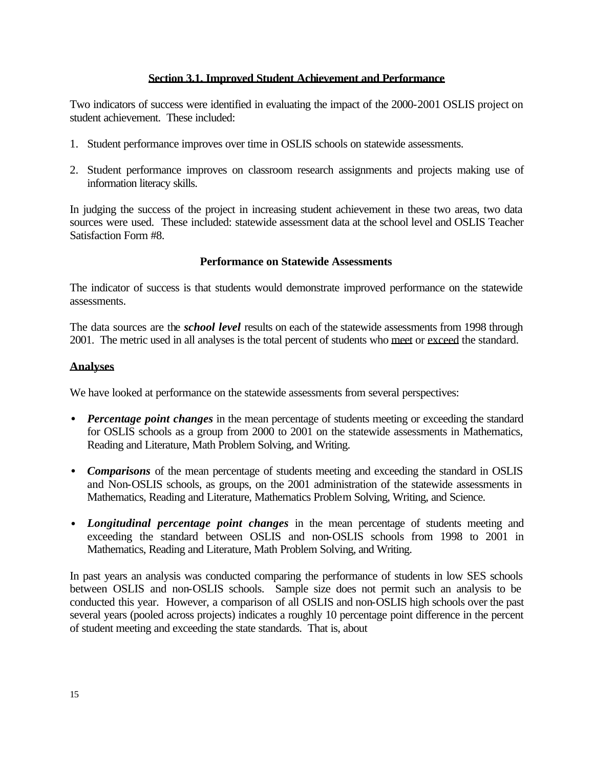## Section 3.1. Improved Student Achievement and Performance

Two indicators of success were identified in evaluating the impact of the 2000-2001 OSLIS project on student achievement. These included:

1. Student performance improves over time in OSLIS schools on statewide assessments.

2. Student performance improves on classroom research assignments and projects making use of information literacy skills.

In judging the success of the project in increasing student achievement in these two areas, two data sources were used. These included: statewide assessment data at the school level and OSLIS Teacher Satisfaction Form #8.

### Performance on Statewide Assessments

The indicator of success is that students would demonstrate improved performance on the statewide assessments.

The data sources are the ***school level*** results on each of the statewide assessments from 1998 through 2001. The metric used in all analyses is the total percent of students who meet or exceed the standard.

#### Analyses

We have looked at performance on the statewide assessments from several perspectives:

- ***Percentage point changes*** in the mean percentage of students meeting or exceeding the standard for OSLIS schools as a group from 2000 to 2001 on the statewide assessments in Mathematics, Reading and Literature, Math Problem Solving, and Writing.

- ***Comparisons*** of the mean percentage of students meeting and exceeding the standard in OSLIS and Non-OSLIS schools, as groups, on the 2001 administration of the statewide assessments in Mathematics, Reading and Literature, Mathematics Problem Solving, Writing, and Science.

- ***Longitudinal percentage point changes*** in the mean percentage of students meeting and exceeding the standard between OSLIS and non-OSLIS schools from 1998 to 2001 in Mathematics, Reading and Literature, Math Problem Solving, and Writing.

In past years an analysis was conducted comparing the performance of students in low SES schools between OSLIS and non-OSLIS schools. Sample size does not permit such an analysis to be conducted this year. However, a comparison of all OSLIS and non-OSLIS high schools over the past several years (pooled across projects) indicates a roughly 10 percentage point difference in the percent of student meeting and exceeding the state standards. That is, about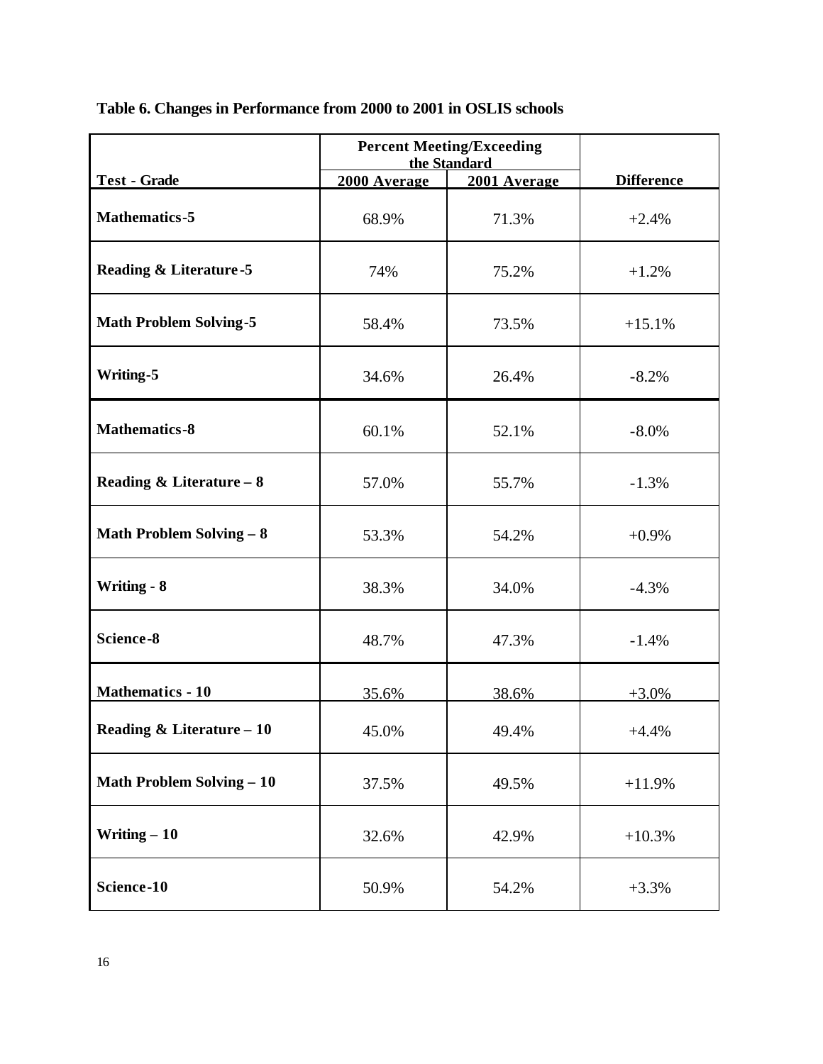**Table 6. Changes in Performance from 2000 to 2001 in OSLIS schools**

| Test - Grade | Percent Meeting/Exceeding the Standard | | Difference |
|---|---|---|---|
| | 2000 Average | 2001 Average | |
| **Mathematics-5** | 68.9% | 71.3% | +2.4% |
| **Reading & Literature-5** | 74% | 75.2% | +1.2% |
| **Math Problem Solving-5** | 58.4% | 73.5% | +15.1% |
| **Writing-5** | 34.6% | 26.4% | -8.2% |
| **Mathematics-8** | 60.1% | 52.1% | -8.0% |
| **Reading & Literature – 8** | 57.0% | 55.7% | -1.3% |
| **Math Problem Solving – 8** | 53.3% | 54.2% | +0.9% |
| **Writing - 8** | 38.3% | 34.0% | -4.3% |
| **Science-8** | 48.7% | 47.3% | -1.4% |
| **Mathematics - 10** | 35.6% | 38.6% | +3.0% |
| **Reading & Literature – 10** | 45.0% | 49.4% | +4.4% |
| **Math Problem Solving – 10** | 37.5% | 49.5% | +11.9% |
| **Writing – 10** | 32.6% | 42.9% | +10.3% |
| **Science-10** | 50.9% | 54.2% | +3.3% |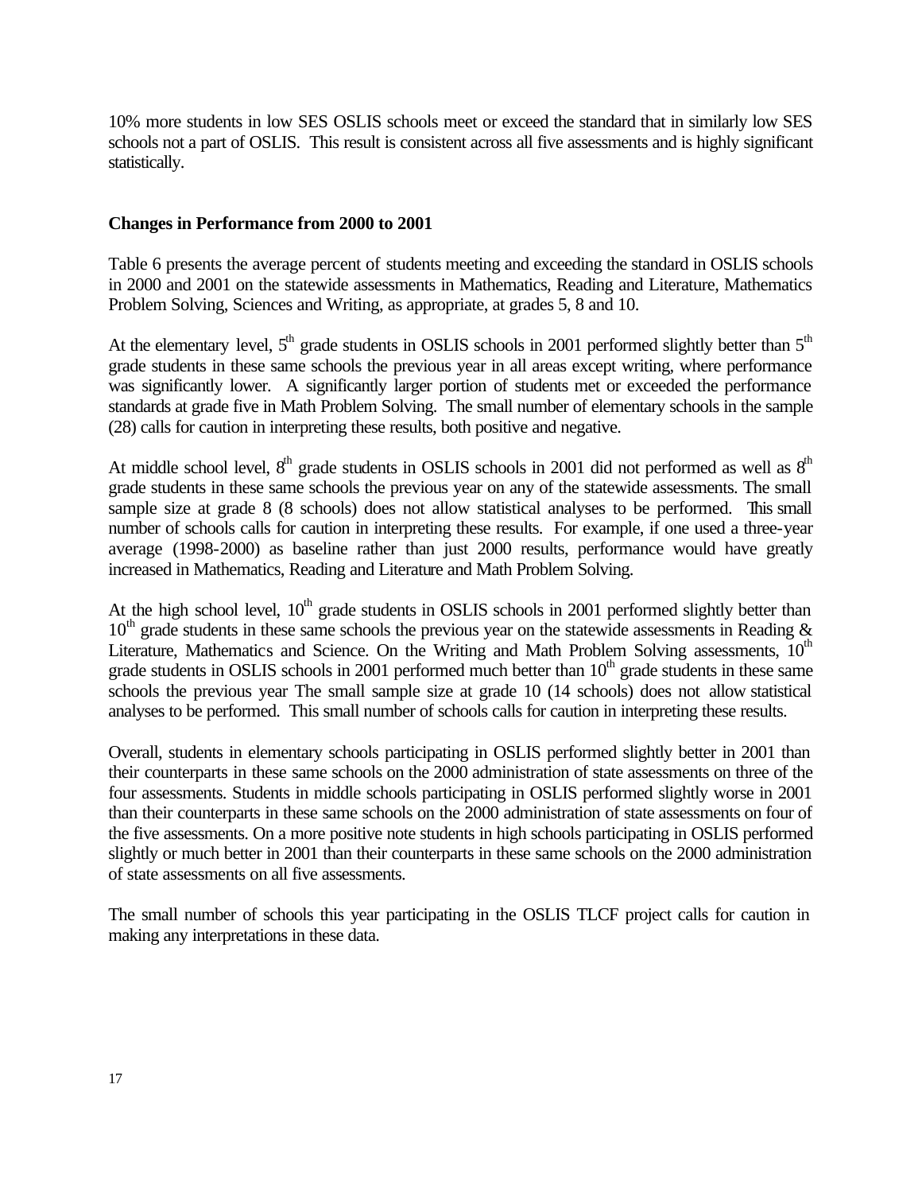10% more students in low SES OSLIS schools meet or exceed the standard that in similarly low SES schools not a part of OSLIS. This result is consistent across all five assessments and is highly significant statistically.

**Changes in Performance from 2000 to 2001**

Table 6 presents the average percent of students meeting and exceeding the standard in OSLIS schools in 2000 and 2001 on the statewide assessments in Mathematics, Reading and Literature, Mathematics Problem Solving, Sciences and Writing, as appropriate, at grades 5, 8 and 10.

At the elementary level, 5th grade students in OSLIS schools in 2001 performed slightly better than 5th grade students in these same schools the previous year in all areas except writing, where performance was significantly lower. A significantly larger portion of students met or exceeded the performance standards at grade five in Math Problem Solving. The small number of elementary schools in the sample (28) calls for caution in interpreting these results, both positive and negative.

At middle school level, 8th grade students in OSLIS schools in 2001 did not performed as well as 8th grade students in these same schools the previous year on any of the statewide assessments. The small sample size at grade 8 (8 schools) does not allow statistical analyses to be performed. This small number of schools calls for caution in interpreting these results. For example, if one used a three-year average (1998-2000) as baseline rather than just 2000 results, performance would have greatly increased in Mathematics, Reading and Literature and Math Problem Solving.

At the high school level, 10th grade students in OSLIS schools in 2001 performed slightly better than 10th grade students in these same schools the previous year on the statewide assessments in Reading & Literature, Mathematics and Science. On the Writing and Math Problem Solving assessments, 10th grade students in OSLIS schools in 2001 performed much better than 10th grade students in these same schools the previous year The small sample size at grade 10 (14 schools) does not allow statistical analyses to be performed. This small number of schools calls for caution in interpreting these results.

Overall, students in elementary schools participating in OSLIS performed slightly better in 2001 than their counterparts in these same schools on the 2000 administration of state assessments on three of the four assessments. Students in middle schools participating in OSLIS performed slightly worse in 2001 than their counterparts in these same schools on the 2000 administration of state assessments on four of the five assessments. On a more positive note students in high schools participating in OSLIS performed slightly or much better in 2001 than their counterparts in these same schools on the 2000 administration of state assessments on all five assessments.

The small number of schools this year participating in the OSLIS TLCF project calls for caution in making any interpretations in these data.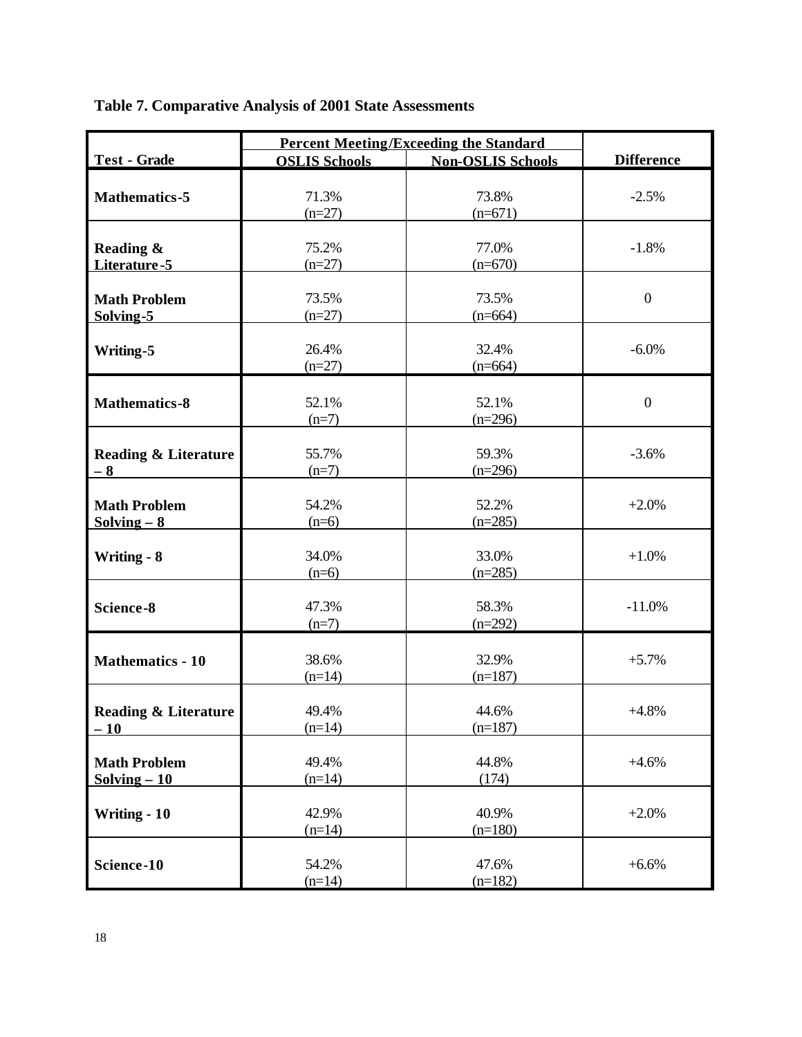**Table 7. Comparative Analysis of 2001 State Assessments**

| Test - Grade | Percent Meeting/Exceeding the Standard | | Difference |
|---|---|---|---|
| | OSLIS Schools | Non-OSLIS Schools | |
| Mathematics-5 | 71.3% (n=27) | 73.8% (n=671) | -2.5% |
| Reading & Literature-5 | 75.2% (n=27) | 77.0% (n=670) | -1.8% |
| Math Problem Solving-5 | 73.5% (n=27) | 73.5% (n=664) | 0 |
| Writing-5 | 26.4% (n=27) | 32.4% (n=664) | -6.0% |
| Mathematics-8 | 52.1% (n=7) | 52.1% (n=296) | 0 |
| Reading & Literature – 8 | 55.7% (n=7) | 59.3% (n=296) | -3.6% |
| Math Problem Solving – 8 | 54.2% (n=6) | 52.2% (n=285) | +2.0% |
| Writing - 8 | 34.0% (n=6) | 33.0% (n=285) | +1.0% |
| Science-8 | 47.3% (n=7) | 58.3% (n=292) | -11.0% |
| Mathematics - 10 | 38.6% (n=14) | 32.9% (n=187) | +5.7% |
| Reading & Literature – 10 | 49.4% (n=14) | 44.6% (n=187) | +4.8% |
| Math Problem Solving – 10 | 49.4% (n=14) | 44.8% (174) | +4.6% |
| Writing - 10 | 42.9% (n=14) | 40.9% (n=180) | +2.0% |
| Science-10 | 54.2% (n=14) | 47.6% (n=182) | +6.6% |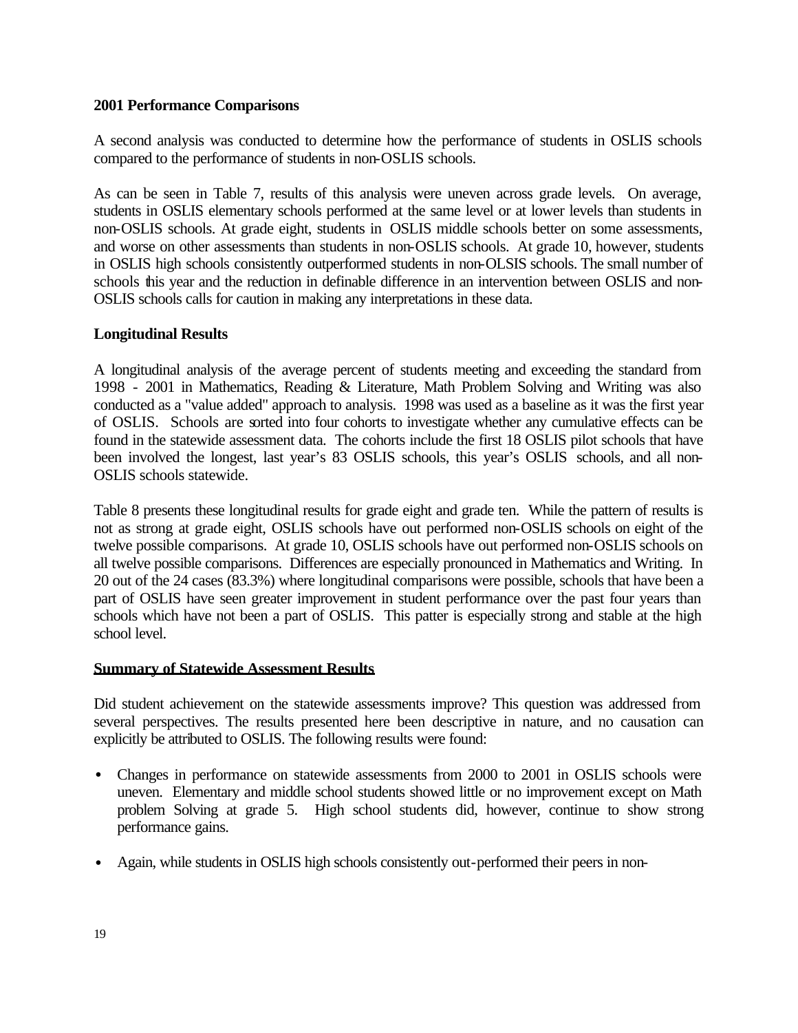**2001 Performance Comparisons**

A second analysis was conducted to determine how the performance of students in OSLIS schools compared to the performance of students in non-OSLIS schools.

As can be seen in Table 7, results of this analysis were uneven across grade levels. On average, students in OSLIS elementary schools performed at the same level or at lower levels than students in non-OSLIS schools. At grade eight, students in OSLIS middle schools better on some assessments, and worse on other assessments than students in non-OSLIS schools. At grade 10, however, students in OSLIS high schools consistently outperformed students in non-OLSIS schools. The small number of schools this year and the reduction in definable difference in an intervention between OSLIS and non-OSLIS schools calls for caution in making any interpretations in these data.

**Longitudinal Results**

A longitudinal analysis of the average percent of students meeting and exceeding the standard from 1998 - 2001 in Mathematics, Reading & Literature, Math Problem Solving and Writing was also conducted as a "value added" approach to analysis. 1998 was used as a baseline as it was the first year of OSLIS. Schools are sorted into four cohorts to investigate whether any cumulative effects can be found in the statewide assessment data. The cohorts include the first 18 OSLIS pilot schools that have been involved the longest, last year's 83 OSLIS schools, this year's OSLIS schools, and all non-OSLIS schools statewide.

Table 8 presents these longitudinal results for grade eight and grade ten. While the pattern of results is not as strong at grade eight, OSLIS schools have out performed non-OSLIS schools on eight of the twelve possible comparisons. At grade 10, OSLIS schools have out performed non-OSLIS schools on all twelve possible comparisons. Differences are especially pronounced in Mathematics and Writing. In 20 out of the 24 cases (83.3%) where longitudinal comparisons were possible, schools that have been a part of OSLIS have seen greater improvement in student performance over the past four years than schools which have not been a part of OSLIS. This patter is especially strong and stable at the high school level.

**Summary of Statewide Assessment Results**

Did student achievement on the statewide assessments improve? This question was addressed from several perspectives. The results presented here been descriptive in nature, and no causation can explicitly be attributed to OSLIS. The following results were found:

- Changes in performance on statewide assessments from 2000 to 2001 in OSLIS schools were uneven. Elementary and middle school students showed little or no improvement except on Math problem Solving at grade 5. High school students did, however, continue to show strong performance gains.

- Again, while students in OSLIS high schools consistently out-performed their peers in non-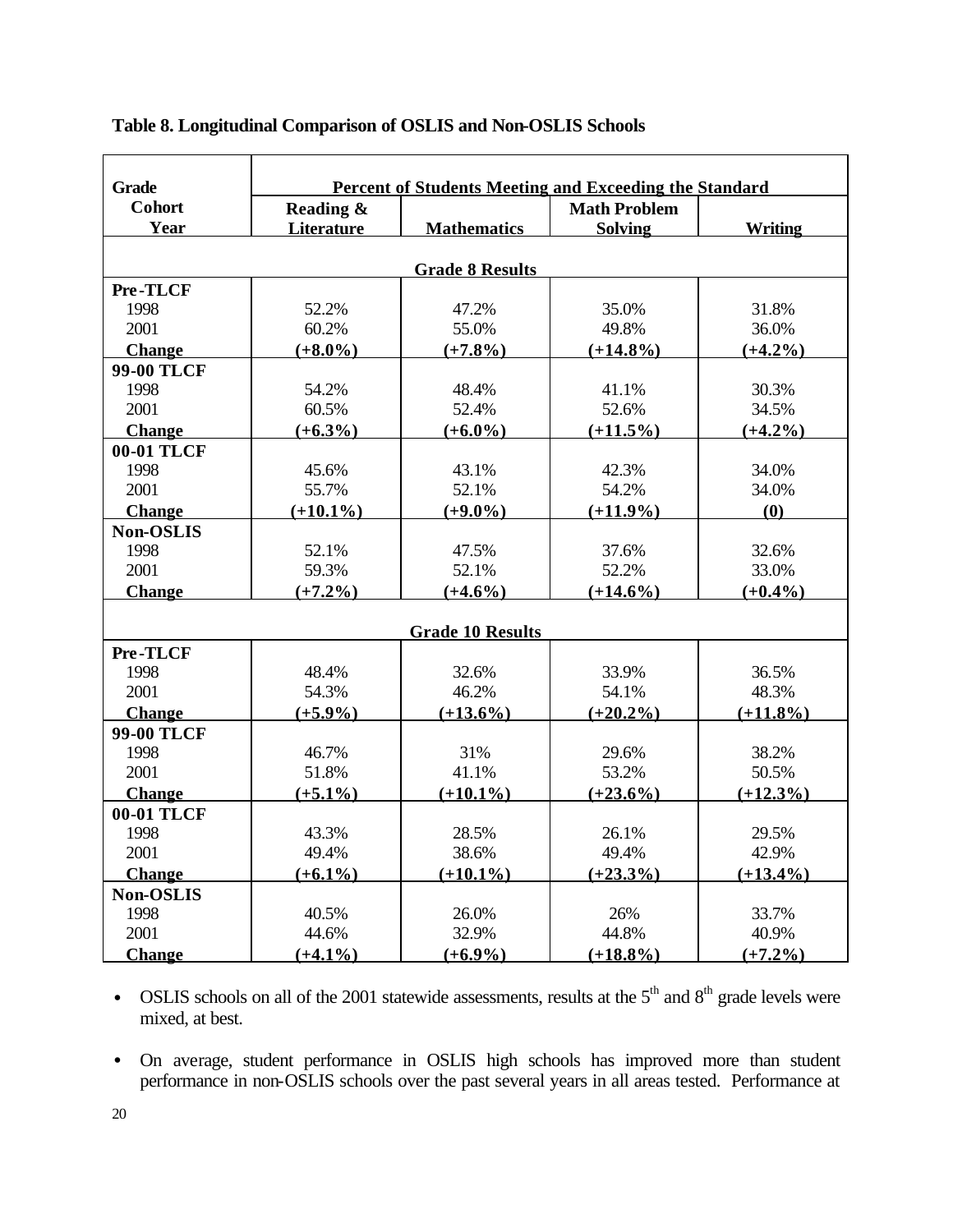**Table 8. Longitudinal Comparison of OSLIS and Non-OSLIS Schools**

| Grade Cohort Year | Percent of Students Meeting and Exceeding the Standard | | | |
|---|---|---|---|---|
| | Reading & Literature | Mathematics | Math Problem Solving | Writing |
| **Grade 8 Results** | | | | |
| **Pre-TLCF** | | | | |
| 1998 | 52.2% | 47.2% | 35.0% | 31.8% |
| 2001 | 60.2% | 55.0% | 49.8% | 36.0% |
| **Change** | **(+8.0%)** | **(+7.8%)** | **(+14.8%)** | **(+4.2%)** |
| **99-00 TLCF** | | | | |
| 1998 | 54.2% | 48.4% | 41.1% | 30.3% |
| 2001 | 60.5% | 52.4% | 52.6% | 34.5% |
| **Change** | **(+6.3%)** | **(+6.0%)** | **(+11.5%)** | **(+4.2%)** |
| **00-01 TLCF** | | | | |
| 1998 | 45.6% | 43.1% | 42.3% | 34.0% |
| 2001 | 55.7% | 52.1% | 54.2% | 34.0% |
| **Change** | **(+10.1%)** | **(+9.0%)** | **(+11.9%)** | **(0)** |
| **Non-OSLIS** | | | | |
| 1998 | 52.1% | 47.5% | 37.6% | 32.6% |
| 2001 | 59.3% | 52.1% | 52.2% | 33.0% |
| **Change** | **(+7.2%)** | **(+4.6%)** | **(+14.6%)** | **(+0.4%)** |
| **Grade 10 Results** | | | | |
| **Pre-TLCF** | | | | |
| 1998 | 48.4% | 32.6% | 33.9% | 36.5% |
| 2001 | 54.3% | 46.2% | 54.1% | 48.3% |
| **Change** | **(+5.9%)** | **(+13.6%)** | **(+20.2%)** | **(+11.8%)** |
| **99-00 TLCF** | | | | |
| 1998 | 46.7% | 31% | 29.6% | 38.2% |
| 2001 | 51.8% | 41.1% | 53.2% | 50.5% |
| **Change** | **(+5.1%)** | **(+10.1%)** | **(+23.6%)** | **(+12.3%)** |
| **00-01 TLCF** | | | | |
| 1998 | 43.3% | 28.5% | 26.1% | 29.5% |
| 2001 | 49.4% | 38.6% | 49.4% | 42.9% |
| **Change** | **(+6.1%)** | **(+10.1%)** | **(+23.3%)** | **(+13.4%)** |
| **Non-OSLIS** | | | | |
| 1998 | 40.5% | 26.0% | 26% | 33.7% |
| 2001 | 44.6% | 32.9% | 44.8% | 40.9% |
| **Change** | **(+4.1%)** | **(+6.9%)** | **(+18.8%)** | **(+7.2%)** |

- OSLIS schools on all of the 2001 statewide assessments, results at the 5th and 8th grade levels were mixed, at best.
- On average, student performance in OSLIS high schools has improved more than student performance in non-OSLIS schools over the past several years in all areas tested. Performance at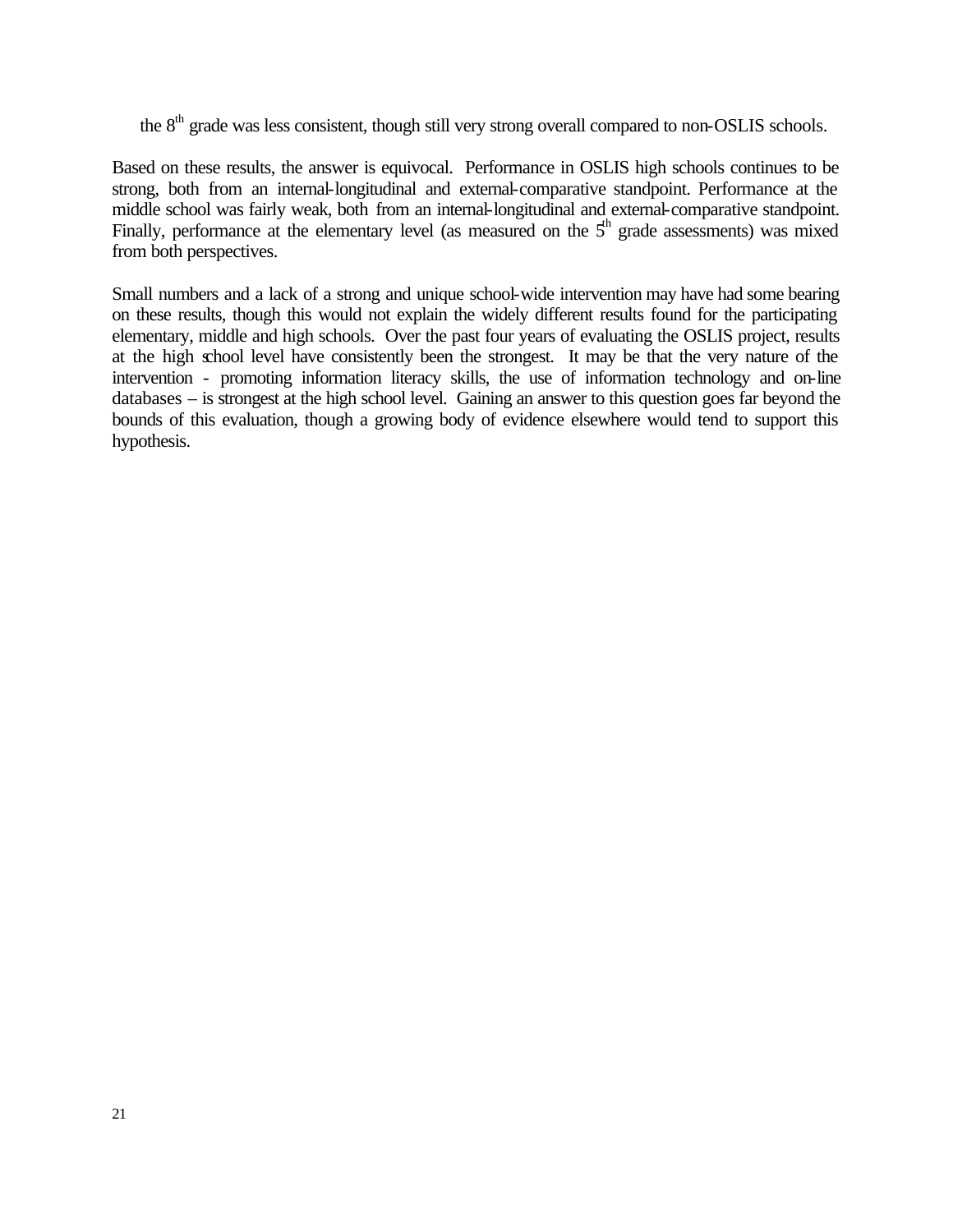the 8th grade was less consistent, though still very strong overall compared to non-OSLIS schools.

Based on these results, the answer is equivocal. Performance in OSLIS high schools continues to be strong, both from an internal-longitudinal and external-comparative standpoint. Performance at the middle school was fairly weak, both from an internal-longitudinal and external-comparative standpoint. Finally, performance at the elementary level (as measured on the 5th grade assessments) was mixed from both perspectives.

Small numbers and a lack of a strong and unique school-wide intervention may have had some bearing on these results, though this would not explain the widely different results found for the participating elementary, middle and high schools. Over the past four years of evaluating the OSLIS project, results at the high school level have consistently been the strongest. It may be that the very nature of the intervention - promoting information literacy skills, the use of information technology and on-line databases – is strongest at the high school level. Gaining an answer to this question goes far beyond the bounds of this evaluation, though a growing body of evidence elsewhere would tend to support this hypothesis.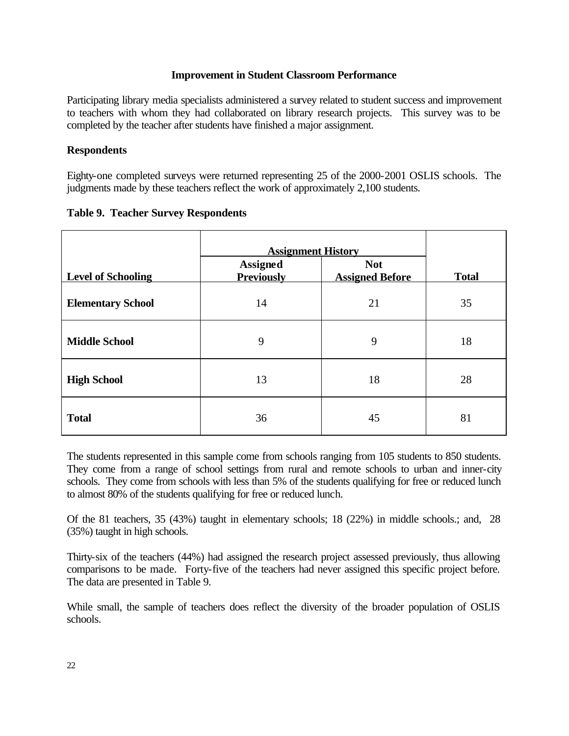## Improvement in Student Classroom Performance

Participating library media specialists administered a survey related to student success and improvement to teachers with whom they had collaborated on library research projects. This survey was to be completed by the teacher after students have finished a major assignment.

### Respondents

Eighty-one completed surveys were returned representing 25 of the 2000-2001 OSLIS schools. The judgments made by these teachers reflect the work of approximately 2,100 students.

**Table 9. Teacher Survey Respondents**

| | Assignment History | | |
|---|---|---|---|
| **Level of Schooling** | **Assigned Previously** | **Not Assigned Before** | **Total** |
| **Elementary School** | 14 | 21 | 35 |
| **Middle School** | 9 | 9 | 18 |
| **High School** | 13 | 18 | 28 |
| **Total** | 36 | 45 | 81 |

The students represented in this sample come from schools ranging from 105 students to 850 students. They come from a range of school settings from rural and remote schools to urban and inner-city schools. They come from schools with less than 5% of the students qualifying for free or reduced lunch to almost 80% of the students qualifying for free or reduced lunch.

Of the 81 teachers, 35 (43%) taught in elementary schools; 18 (22%) in middle schools.; and, 28 (35%) taught in high schools.

Thirty-six of the teachers (44%) had assigned the research project assessed previously, thus allowing comparisons to be made. Forty-five of the teachers had never assigned this specific project before. The data are presented in Table 9.

While small, the sample of teachers does reflect the diversity of the broader population of OSLIS schools.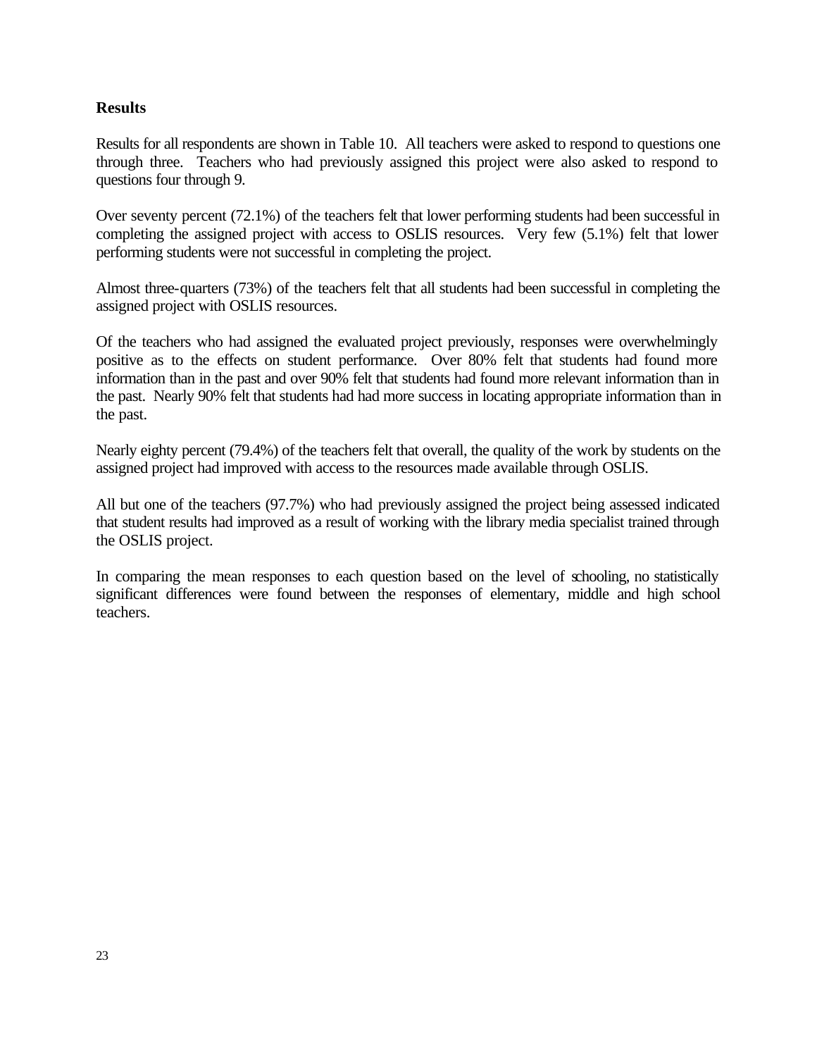### Results

Results for all respondents are shown in Table 10. All teachers were asked to respond to questions one through three. Teachers who had previously assigned this project were also asked to respond to questions four through 9.

Over seventy percent (72.1%) of the teachers felt that lower performing students had been successful in completing the assigned project with access to OSLIS resources. Very few (5.1%) felt that lower performing students were not successful in completing the project.

Almost three-quarters (73%) of the teachers felt that all students had been successful in completing the assigned project with OSLIS resources.

Of the teachers who had assigned the evaluated project previously, responses were overwhelmingly positive as to the effects on student performance. Over 80% felt that students had found more information than in the past and over 90% felt that students had found more relevant information than in the past. Nearly 90% felt that students had had more success in locating appropriate information than in the past.

Nearly eighty percent (79.4%) of the teachers felt that overall, the quality of the work by students on the assigned project had improved with access to the resources made available through OSLIS.

All but one of the teachers (97.7%) who had previously assigned the project being assessed indicated that student results had improved as a result of working with the library media specialist trained through the OSLIS project.

In comparing the mean responses to each question based on the level of schooling, no statistically significant differences were found between the responses of elementary, middle and high school teachers.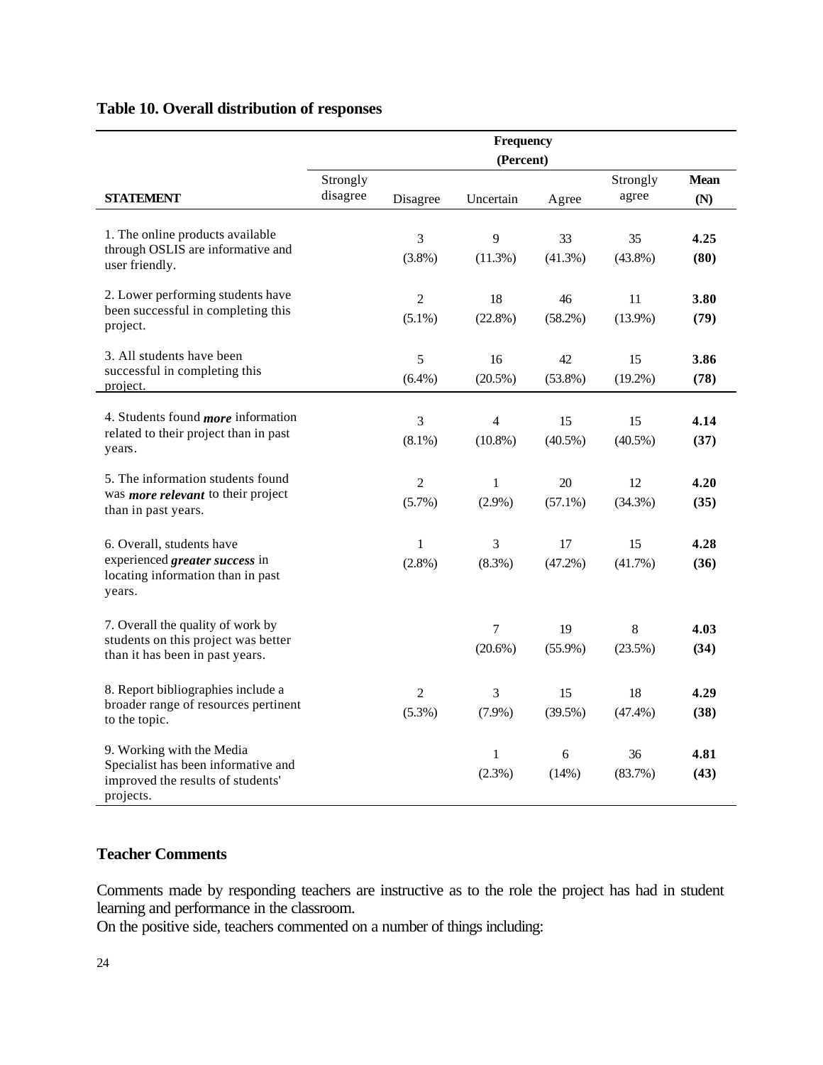**Table 10. Overall distribution of responses**

| STATEMENT | Strongly disagree | Disagree | Uncertain | Agree | Strongly agree | Mean (N) |
|---|---|---|---|---|---|---|
| | **Frequency (Percent)** | | | | | |
| 1. The online products available through OSLIS are informative and user friendly. | | 3 (3.8%) | 9 (11.3%) | 33 (41.3%) | 35 (43.8%) | **4.25 (80)** |
| 2. Lower performing students have been successful in completing this project. | | 2 (5.1%) | 18 (22.8%) | 46 (58.2%) | 11 (13.9%) | **3.80 (79)** |
| 3. All students have been successful in completing this project. | | 5 (6.4%) | 16 (20.5%) | 42 (53.8%) | 15 (19.2%) | **3.86 (78)** |
| 4. Students found ***more*** information related to their project than in past years. | | 3 (8.1%) | 4 (10.8%) | 15 (40.5%) | 15 (40.5%) | **4.14 (37)** |
| 5. The information students found was ***more relevant*** to their project than in past years. | | 2 (5.7%) | 1 (2.9%) | 20 (57.1%) | 12 (34.3%) | **4.20 (35)** |
| 6. Overall, students have experienced ***greater success*** in locating information than in past years. | | 1 (2.8%) | 3 (8.3%) | 17 (47.2%) | 15 (41.7%) | **4.28 (36)** |
| 7. Overall the quality of work by students on this project was better than it has been in past years. | | | 7 (20.6%) | 19 (55.9%) | 8 (23.5%) | **4.03 (34)** |
| 8. Report bibliographies include a broader range of resources pertinent to the topic. | | 2 (5.3%) | 3 (7.9%) | 15 (39.5%) | 18 (47.4%) | **4.29 (38)** |
| 9. Working with the Media Specialist has been informative and improved the results of students' projects. | | | 1 (2.3%) | 6 (14%) | 36 (83.7%) | **4.81 (43)** |

## Teacher Comments

Comments made by responding teachers are instructive as to the role the project has had in student learning and performance in the classroom.

On the positive side, teachers commented on a number of things including: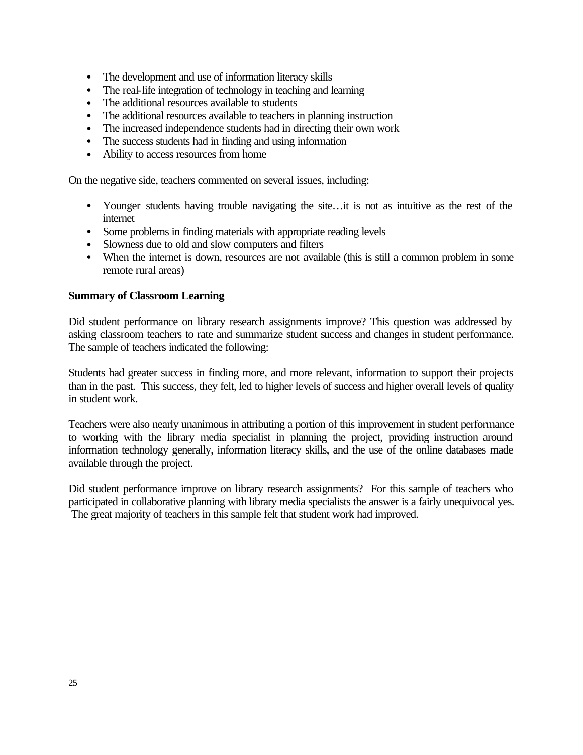- The development and use of information literacy skills
- The real-life integration of technology in teaching and learning
- The additional resources available to students
- The additional resources available to teachers in planning instruction
- The increased independence students had in directing their own work
- The success students had in finding and using information
- Ability to access resources from home

On the negative side, teachers commented on several issues, including:

- Younger students having trouble navigating the site…it is not as intuitive as the rest of the internet
- Some problems in finding materials with appropriate reading levels
- Slowness due to old and slow computers and filters
- When the internet is down, resources are not available (this is still a common problem in some remote rural areas)

**Summary of Classroom Learning**

Did student performance on library research assignments improve? This question was addressed by asking classroom teachers to rate and summarize student success and changes in student performance. The sample of teachers indicated the following:

Students had greater success in finding more, and more relevant, information to support their projects than in the past. This success, they felt, led to higher levels of success and higher overall levels of quality in student work.

Teachers were also nearly unanimous in attributing a portion of this improvement in student performance to working with the library media specialist in planning the project, providing instruction around information technology generally, information literacy skills, and the use of the online databases made available through the project.

Did student performance improve on library research assignments? For this sample of teachers who participated in collaborative planning with library media specialists the answer is a fairly unequivocal yes. The great majority of teachers in this sample felt that student work had improved.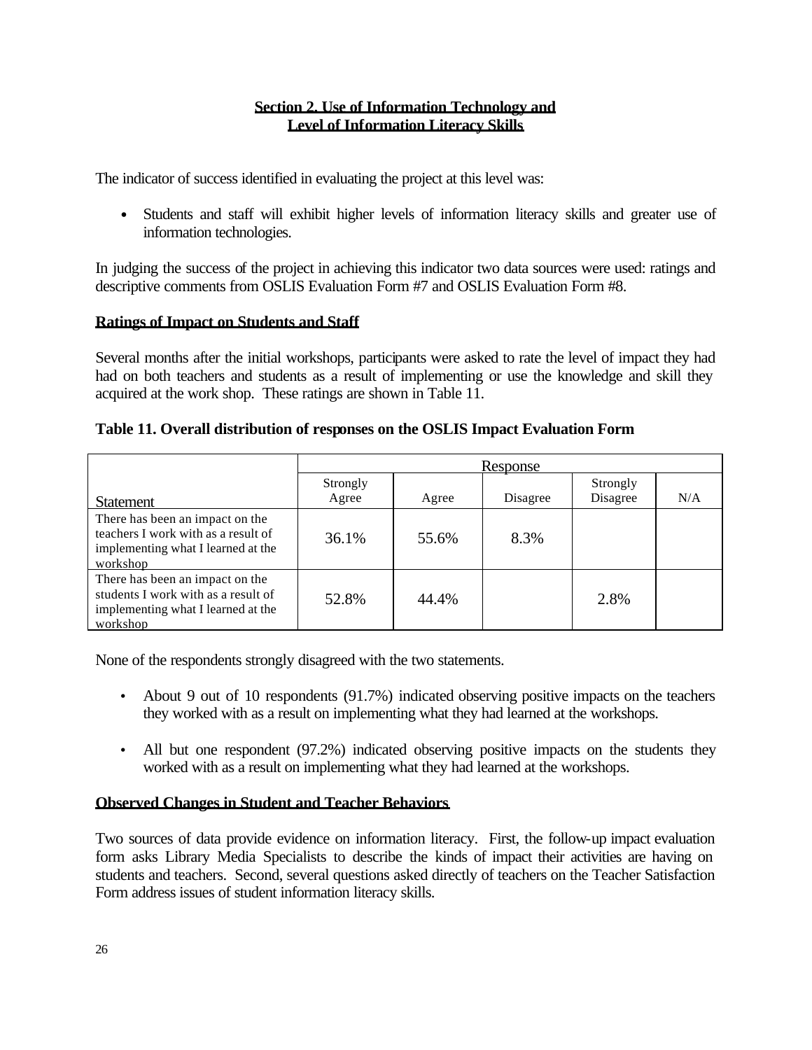## Section 2. Use of Information Technology and Level of Information Literacy Skills

The indicator of success identified in evaluating the project at this level was:

- Students and staff will exhibit higher levels of information literacy skills and greater use of information technologies.

In judging the success of the project in achieving this indicator two data sources were used: ratings and descriptive comments from OSLIS Evaluation Form #7 and OSLIS Evaluation Form #8.

### Ratings of Impact on Students and Staff

Several months after the initial workshops, participants were asked to rate the level of impact they had had on both teachers and students as a result of implementing or use the knowledge and skill they acquired at the work shop. These ratings are shown in Table 11.

**Table 11. Overall distribution of responses on the OSLIS Impact Evaluation Form**

| | Response | | | | |
|---|---|---|---|---|---|
| Statement | Strongly Agree | Agree | Disagree | Strongly Disagree | N/A |
| There has been an impact on the teachers I work with as a result of implementing what I learned at the workshop | 36.1% | 55.6% | 8.3% | | |
| There has been an impact on the students I work with as a result of implementing what I learned at the workshop | 52.8% | 44.4% | | 2.8% | |

None of the respondents strongly disagreed with the two statements.

- About 9 out of 10 respondents (91.7%) indicated observing positive impacts on the teachers they worked with as a result on implementing what they had learned at the workshops.
- All but one respondent (97.2%) indicated observing positive impacts on the students they worked with as a result on implementing what they had learned at the workshops.

### Observed Changes in Student and Teacher Behaviors

Two sources of data provide evidence on information literacy. First, the follow-up impact evaluation form asks Library Media Specialists to describe the kinds of impact their activities are having on students and teachers. Second, several questions asked directly of teachers on the Teacher Satisfaction Form address issues of student information literacy skills.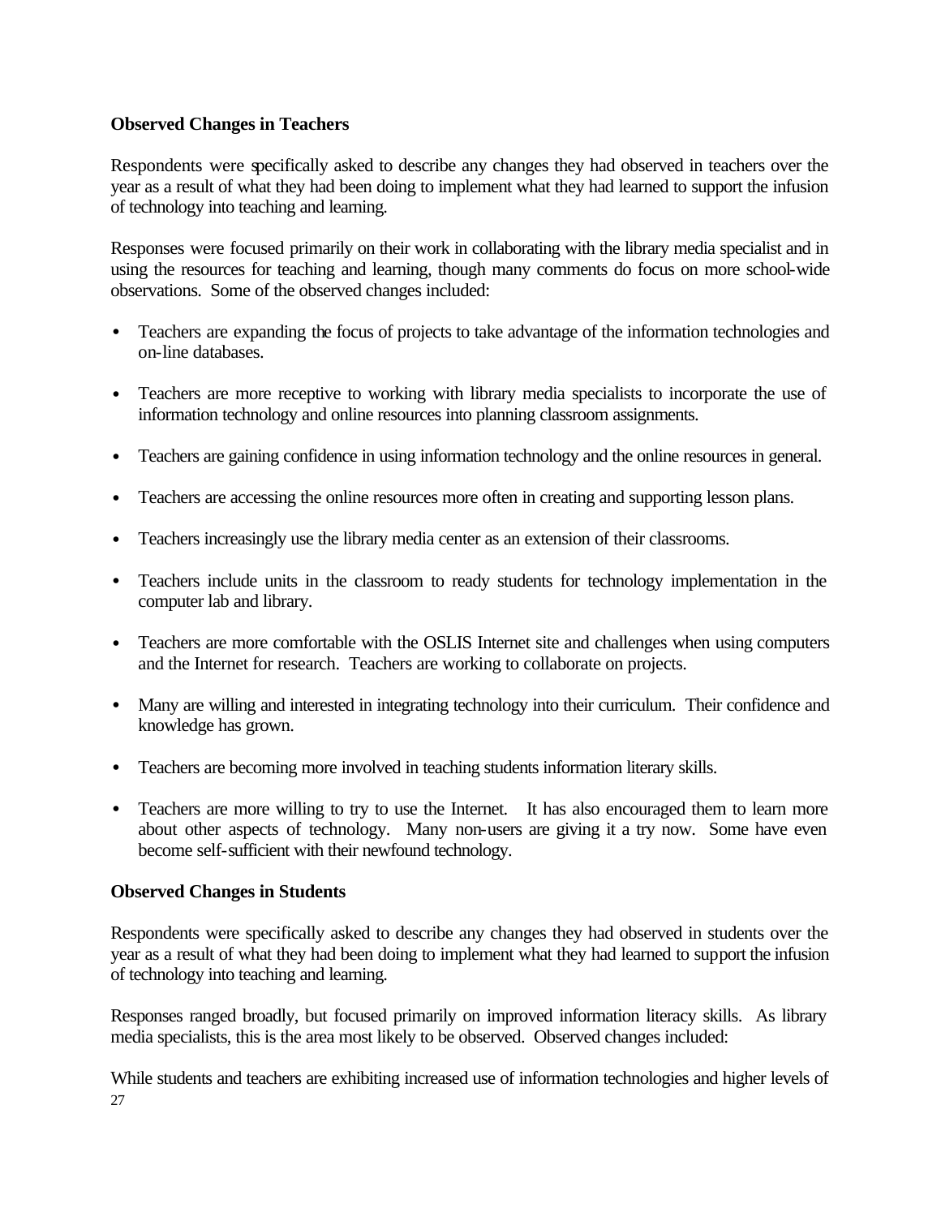**Observed Changes in Teachers**

Respondents were specifically asked to describe any changes they had observed in teachers over the year as a result of what they had been doing to implement what they had learned to support the infusion of technology into teaching and learning.

Responses were focused primarily on their work in collaborating with the library media specialist and in using the resources for teaching and learning, though many comments do focus on more school-wide observations. Some of the observed changes included:

- Teachers are expanding the focus of projects to take advantage of the information technologies and on-line databases.
- Teachers are more receptive to working with library media specialists to incorporate the use of information technology and online resources into planning classroom assignments.
- Teachers are gaining confidence in using information technology and the online resources in general.
- Teachers are accessing the online resources more often in creating and supporting lesson plans.
- Teachers increasingly use the library media center as an extension of their classrooms.
- Teachers include units in the classroom to ready students for technology implementation in the computer lab and library.
- Teachers are more comfortable with the OSLIS Internet site and challenges when using computers and the Internet for research. Teachers are working to collaborate on projects.
- Many are willing and interested in integrating technology into their curriculum. Their confidence and knowledge has grown.
- Teachers are becoming more involved in teaching students information literary skills.
- Teachers are more willing to try to use the Internet. It has also encouraged them to learn more about other aspects of technology. Many non-users are giving it a try now. Some have even become self-sufficient with their newfound technology.

**Observed Changes in Students**

Respondents were specifically asked to describe any changes they had observed in students over the year as a result of what they had been doing to implement what they had learned to support the infusion of technology into teaching and learning.

Responses ranged broadly, but focused primarily on improved information literacy skills. As library media specialists, this is the area most likely to be observed. Observed changes included:

While students and teachers are exhibiting increased use of information technologies and higher levels of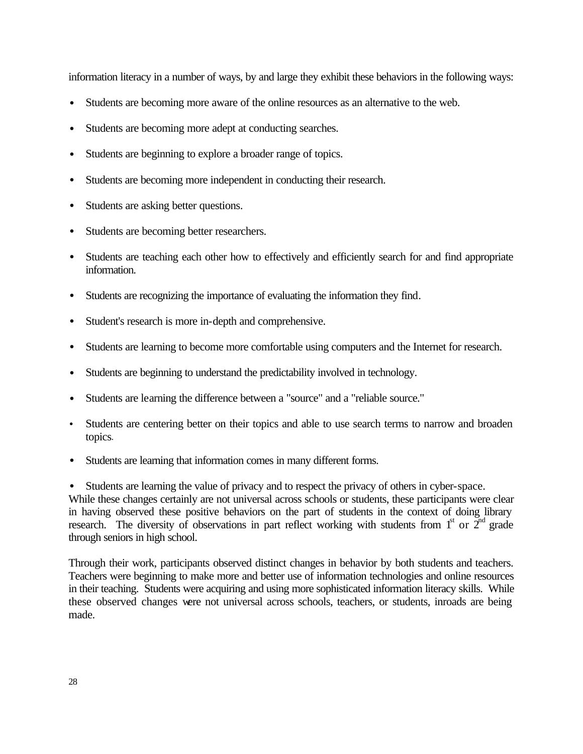information literacy in a number of ways, by and large they exhibit these behaviors in the following ways:

- Students are becoming more aware of the online resources as an alternative to the web.
- Students are becoming more adept at conducting searches.
- Students are beginning to explore a broader range of topics.
- Students are becoming more independent in conducting their research.
- Students are asking better questions.
- Students are becoming better researchers.
- Students are teaching each other how to effectively and efficiently search for and find appropriate information.
- Students are recognizing the importance of evaluating the information they find.
- Student's research is more in-depth and comprehensive.
- Students are learning to become more comfortable using computers and the Internet for research.
- Students are beginning to understand the predictability involved in technology.
- Students are learning the difference between a "source" and a "reliable source."
- Students are centering better on their topics and able to use search terms to narrow and broaden topics.
- Students are learning that information comes in many different forms.
- Students are learning the value of privacy and to respect the privacy of others in cyber-space.

While these changes certainly are not universal across schools or students, these participants were clear in having observed these positive behaviors on the part of students in the context of doing library research. The diversity of observations in part reflect working with students from 1st or 2nd grade through seniors in high school.

Through their work, participants observed distinct changes in behavior by both students and teachers. Teachers were beginning to make more and better use of information technologies and online resources in their teaching. Students were acquiring and using more sophisticated information literacy skills. While these observed changes were not universal across schools, teachers, or students, inroads are being made.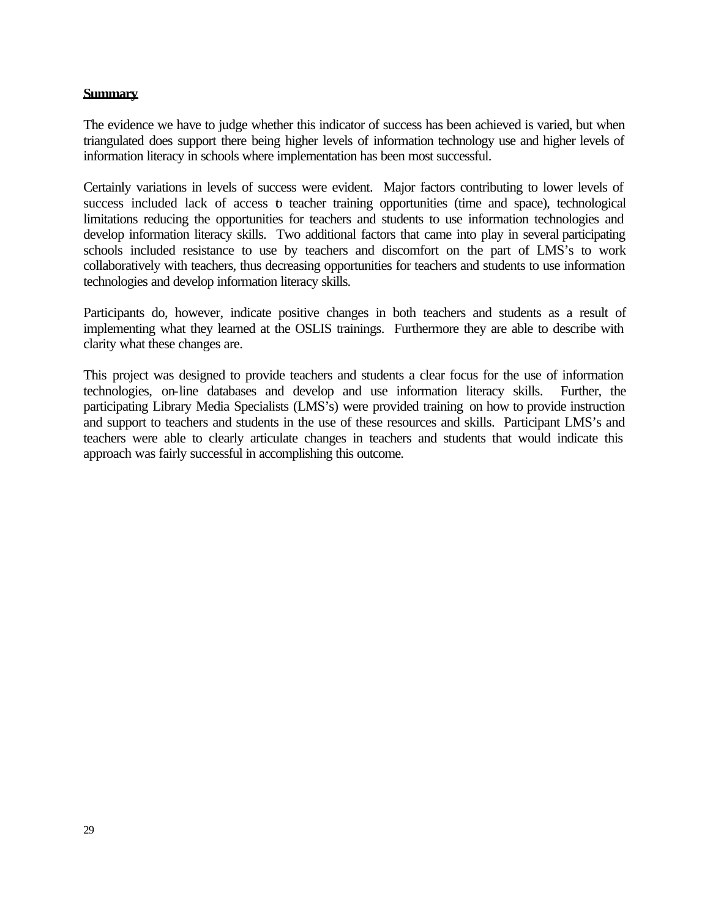**Summary**

The evidence we have to judge whether this indicator of success has been achieved is varied, but when triangulated does support there being higher levels of information technology use and higher levels of information literacy in schools where implementation has been most successful.

Certainly variations in levels of success were evident. Major factors contributing to lower levels of success included lack of access to teacher training opportunities (time and space), technological limitations reducing the opportunities for teachers and students to use information technologies and develop information literacy skills. Two additional factors that came into play in several participating schools included resistance to use by teachers and discomfort on the part of LMS's to work collaboratively with teachers, thus decreasing opportunities for teachers and students to use information technologies and develop information literacy skills.

Participants do, however, indicate positive changes in both teachers and students as a result of implementing what they learned at the OSLIS trainings. Furthermore they are able to describe with clarity what these changes are.

This project was designed to provide teachers and students a clear focus for the use of information technologies, on-line databases and develop and use information literacy skills. Further, the participating Library Media Specialists (LMS's) were provided training on how to provide instruction and support to teachers and students in the use of these resources and skills. Participant LMS's and teachers were able to clearly articulate changes in teachers and students that would indicate this approach was fairly successful in accomplishing this outcome.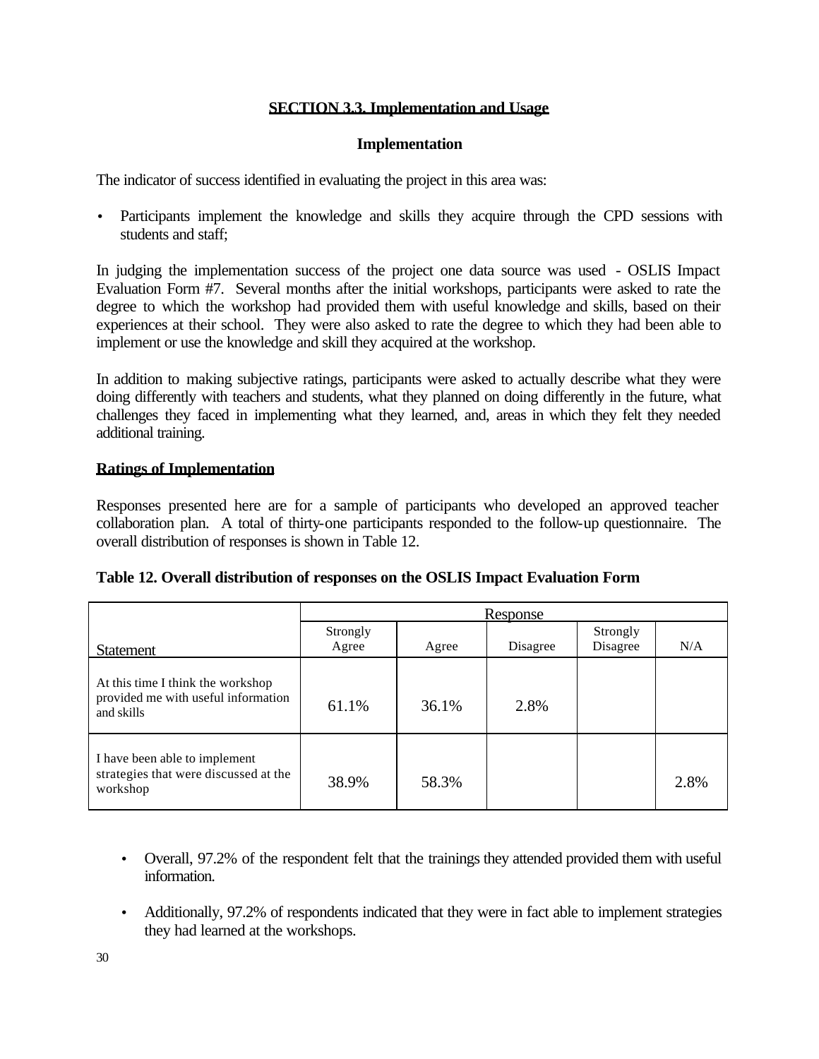## SECTION 3.3. Implementation and Usage

### Implementation

The indicator of success identified in evaluating the project in this area was:

- Participants implement the knowledge and skills they acquire through the CPD sessions with students and staff;

In judging the implementation success of the project one data source was used - OSLIS Impact Evaluation Form #7. Several months after the initial workshops, participants were asked to rate the degree to which the workshop had provided them with useful knowledge and skills, based on their experiences at their school. They were also asked to rate the degree to which they had been able to implement or use the knowledge and skill they acquired at the workshop.

In addition to making subjective ratings, participants were asked to actually describe what they were doing differently with teachers and students, what they planned on doing differently in the future, what challenges they faced in implementing what they learned, and, areas in which they felt they needed additional training.

**Ratings of Implementation**

Responses presented here are for a sample of participants who developed an approved teacher collaboration plan. A total of thirty-one participants responded to the follow-up questionnaire. The overall distribution of responses is shown in Table 12.

**Table 12. Overall distribution of responses on the OSLIS Impact Evaluation Form**

| | Response | | | | |
|---|---|---|---|---|---|
| Statement | Strongly Agree | Agree | Disagree | Strongly Disagree | N/A |
| At this time I think the workshop provided me with useful information and skills | 61.1% | 36.1% | 2.8% | | |
| I have been able to implement strategies that were discussed at the workshop | 38.9% | 58.3% | | | 2.8% |

- Overall, 97.2% of the respondent felt that the trainings they attended provided them with useful information.
- Additionally, 97.2% of respondents indicated that they were in fact able to implement strategies they had learned at the workshops.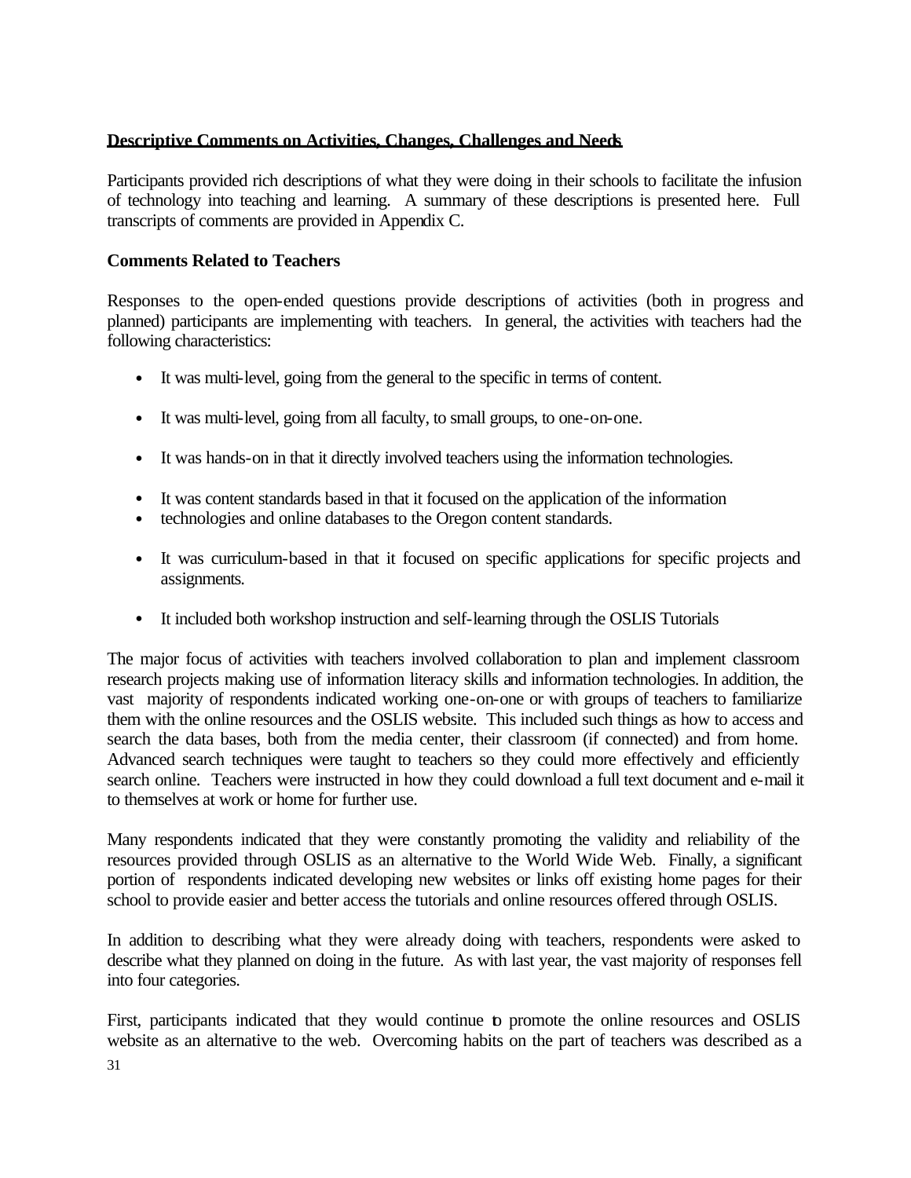**Descriptive Comments on Activities, Changes, Challenges and Needs**

Participants provided rich descriptions of what they were doing in their schools to facilitate the infusion of technology into teaching and learning. A summary of these descriptions is presented here. Full transcripts of comments are provided in Appendix C.

**Comments Related to Teachers**

Responses to the open-ended questions provide descriptions of activities (both in progress and planned) participants are implementing with teachers. In general, the activities with teachers had the following characteristics:

- It was multi-level, going from the general to the specific in terms of content.
- It was multi-level, going from all faculty, to small groups, to one-on-one.
- It was hands-on in that it directly involved teachers using the information technologies.
- It was content standards based in that it focused on the application of the information
- technologies and online databases to the Oregon content standards.
- It was curriculum-based in that it focused on specific applications for specific projects and assignments.
- It included both workshop instruction and self-learning through the OSLIS Tutorials

The major focus of activities with teachers involved collaboration to plan and implement classroom research projects making use of information literacy skills and information technologies. In addition, the vast majority of respondents indicated working one-on-one or with groups of teachers to familiarize them with the online resources and the OSLIS website. This included such things as how to access and search the data bases, both from the media center, their classroom (if connected) and from home. Advanced search techniques were taught to teachers so they could more effectively and efficiently search online. Teachers were instructed in how they could download a full text document and e-mail it to themselves at work or home for further use.

Many respondents indicated that they were constantly promoting the validity and reliability of the resources provided through OSLIS as an alternative to the World Wide Web. Finally, a significant portion of respondents indicated developing new websites or links off existing home pages for their school to provide easier and better access the tutorials and online resources offered through OSLIS.

In addition to describing what they were already doing with teachers, respondents were asked to describe what they planned on doing in the future. As with last year, the vast majority of responses fell into four categories.

First, participants indicated that they would continue to promote the online resources and OSLIS website as an alternative to the web. Overcoming habits on the part of teachers was described as a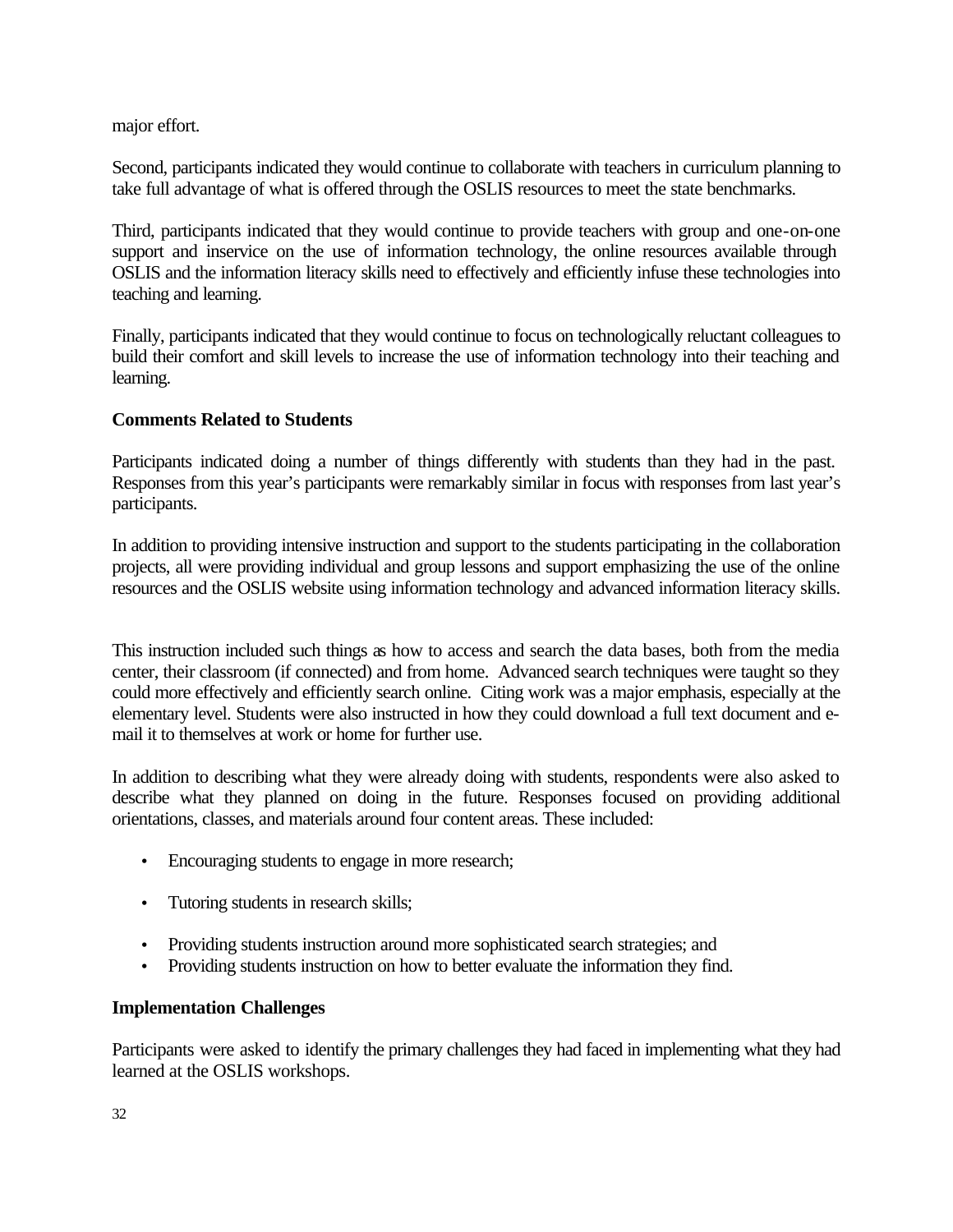major effort.

Second, participants indicated they would continue to collaborate with teachers in curriculum planning to take full advantage of what is offered through the OSLIS resources to meet the state benchmarks.

Third, participants indicated that they would continue to provide teachers with group and one-on-one support and inservice on the use of information technology, the online resources available through OSLIS and the information literacy skills need to effectively and efficiently infuse these technologies into teaching and learning.

Finally, participants indicated that they would continue to focus on technologically reluctant colleagues to build their comfort and skill levels to increase the use of information technology into their teaching and learning.

**Comments Related to Students**

Participants indicated doing a number of things differently with students than they had in the past. Responses from this year's participants were remarkably similar in focus with responses from last year's participants.

In addition to providing intensive instruction and support to the students participating in the collaboration projects, all were providing individual and group lessons and support emphasizing the use of the online resources and the OSLIS website using information technology and advanced information literacy skills.

This instruction included such things as how to access and search the data bases, both from the media center, their classroom (if connected) and from home. Advanced search techniques were taught so they could more effectively and efficiently search online. Citing work was a major emphasis, especially at the elementary level. Students were also instructed in how they could download a full text document and e-mail it to themselves at work or home for further use.

In addition to describing what they were already doing with students, respondents were also asked to describe what they planned on doing in the future. Responses focused on providing additional orientations, classes, and materials around four content areas. These included:

- Encouraging students to engage in more research;
- Tutoring students in research skills;
- Providing students instruction around more sophisticated search strategies; and
- Providing students instruction on how to better evaluate the information they find.

**Implementation Challenges**

Participants were asked to identify the primary challenges they had faced in implementing what they had learned at the OSLIS workshops.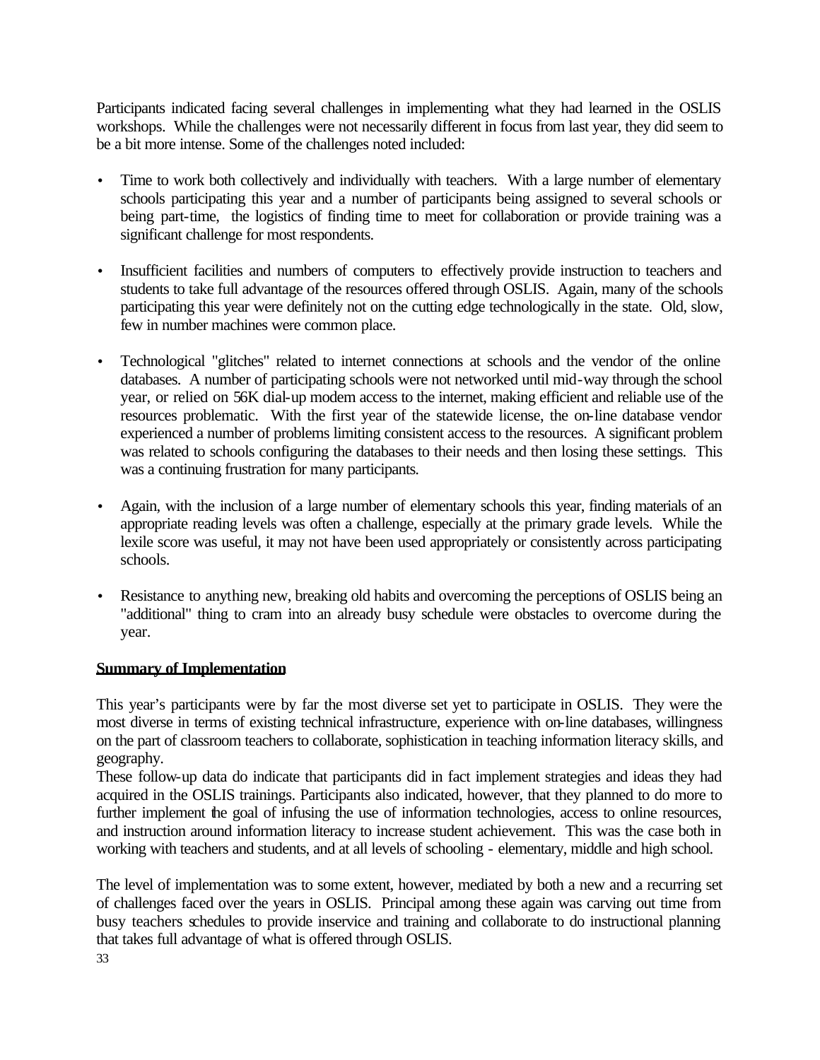Participants indicated facing several challenges in implementing what they had learned in the OSLIS workshops. While the challenges were not necessarily different in focus from last year, they did seem to be a bit more intense. Some of the challenges noted included:

- Time to work both collectively and individually with teachers. With a large number of elementary schools participating this year and a number of participants being assigned to several schools or being part-time, the logistics of finding time to meet for collaboration or provide training was a significant challenge for most respondents.

- Insufficient facilities and numbers of computers to effectively provide instruction to teachers and students to take full advantage of the resources offered through OSLIS. Again, many of the schools participating this year were definitely not on the cutting edge technologically in the state. Old, slow, few in number machines were common place.

- Technological "glitches" related to internet connections at schools and the vendor of the online databases. A number of participating schools were not networked until mid-way through the school year, or relied on 56K dial-up modem access to the internet, making efficient and reliable use of the resources problematic. With the first year of the statewide license, the on-line database vendor experienced a number of problems limiting consistent access to the resources. A significant problem was related to schools configuring the databases to their needs and then losing these settings. This was a continuing frustration for many participants.

- Again, with the inclusion of a large number of elementary schools this year, finding materials of an appropriate reading levels was often a challenge, especially at the primary grade levels. While the lexile score was useful, it may not have been used appropriately or consistently across participating schools.

- Resistance to anything new, breaking old habits and overcoming the perceptions of OSLIS being an "additional" thing to cram into an already busy schedule were obstacles to overcome during the year.

**Summary of Implementation**

This year's participants were by far the most diverse set yet to participate in OSLIS. They were the most diverse in terms of existing technical infrastructure, experience with on-line databases, willingness on the part of classroom teachers to collaborate, sophistication in teaching information literacy skills, and geography.

These follow-up data do indicate that participants did in fact implement strategies and ideas they had acquired in the OSLIS trainings. Participants also indicated, however, that they planned to do more to further implement the goal of infusing the use of information technologies, access to online resources, and instruction around information literacy to increase student achievement. This was the case both in working with teachers and students, and at all levels of schooling - elementary, middle and high school.

The level of implementation was to some extent, however, mediated by both a new and a recurring set of challenges faced over the years in OSLIS. Principal among these again was carving out time from busy teachers schedules to provide inservice and training and collaborate to do instructional planning that takes full advantage of what is offered through OSLIS.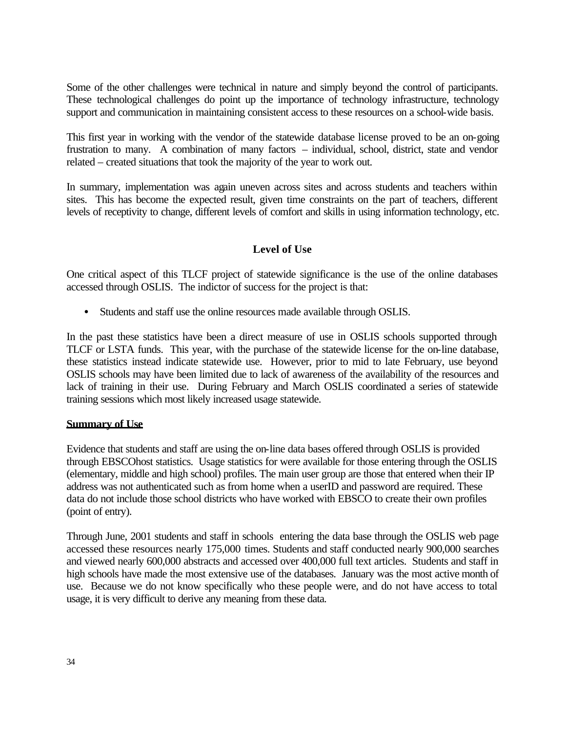Some of the other challenges were technical in nature and simply beyond the control of participants. These technological challenges do point up the importance of technology infrastructure, technology support and communication in maintaining consistent access to these resources on a school-wide basis.

This first year in working with the vendor of the statewide database license proved to be an on-going frustration to many. A combination of many factors – individual, school, district, state and vendor related – created situations that took the majority of the year to work out.

In summary, implementation was again uneven across sites and across students and teachers within sites. This has become the expected result, given time constraints on the part of teachers, different levels of receptivity to change, different levels of comfort and skills in using information technology, etc.

## Level of Use

One critical aspect of this TLCF project of statewide significance is the use of the online databases accessed through OSLIS. The indictor of success for the project is that:

- Students and staff use the online resources made available through OSLIS.

In the past these statistics have been a direct measure of use in OSLIS schools supported through TLCF or LSTA funds. This year, with the purchase of the statewide license for the on-line database, these statistics instead indicate statewide use. However, prior to mid to late February, use beyond OSLIS schools may have been limited due to lack of awareness of the availability of the resources and lack of training in their use. During February and March OSLIS coordinated a series of statewide training sessions which most likely increased usage statewide.

### Summary of Use

Evidence that students and staff are using the on-line data bases offered through OSLIS is provided through EBSCOhost statistics. Usage statistics for were available for those entering through the OSLIS (elementary, middle and high school) profiles. The main user group are those that entered when their IP address was not authenticated such as from home when a userID and password are required. These data do not include those school districts who have worked with EBSCO to create their own profiles (point of entry).

Through June, 2001 students and staff in schools entering the data base through the OSLIS web page accessed these resources nearly 175,000 times. Students and staff conducted nearly 900,000 searches and viewed nearly 600,000 abstracts and accessed over 400,000 full text articles. Students and staff in high schools have made the most extensive use of the databases. January was the most active month of use. Because we do not know specifically who these people were, and do not have access to total usage, it is very difficult to derive any meaning from these data.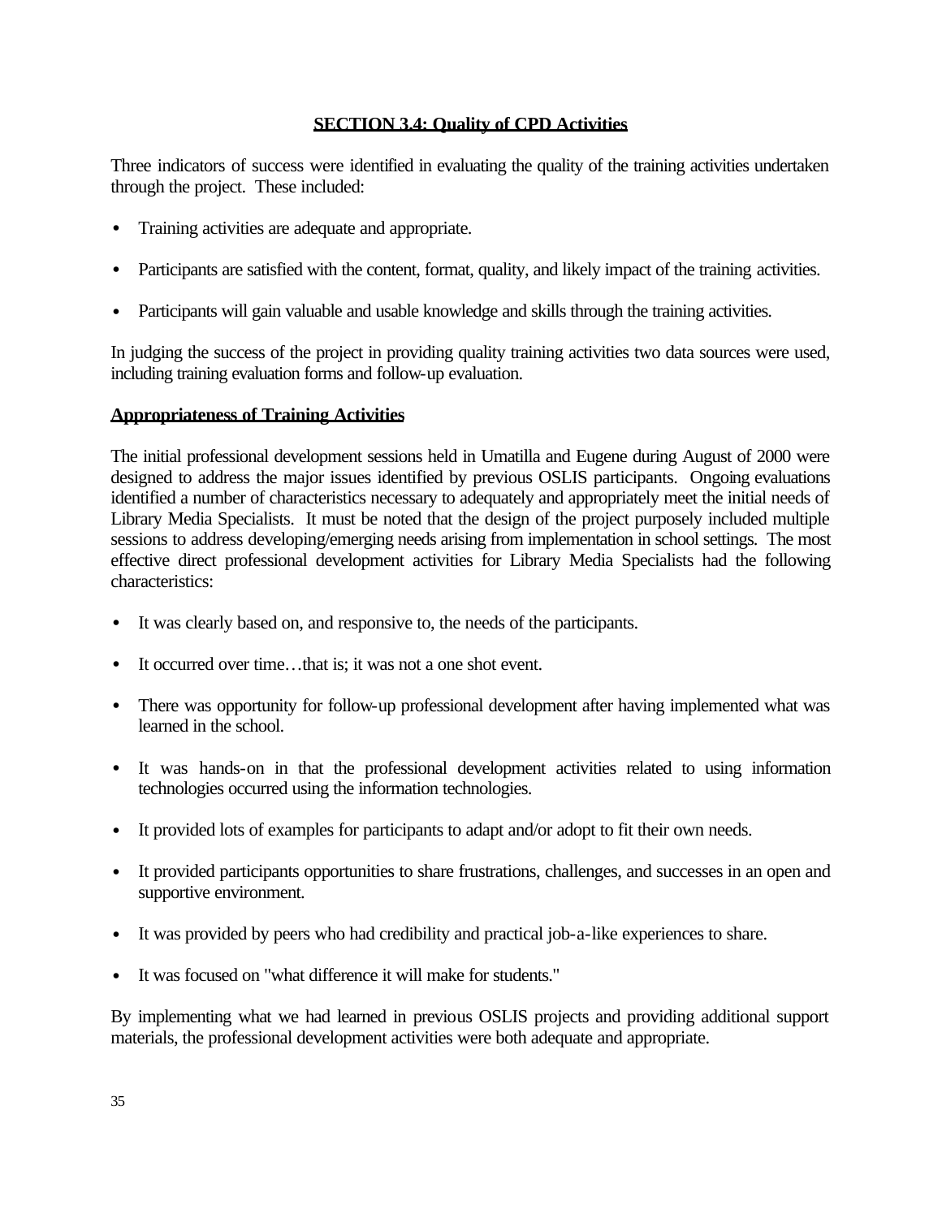## SECTION 3.4: Quality of CPD Activities

Three indicators of success were identified in evaluating the quality of the training activities undertaken through the project. These included:

- Training activities are adequate and appropriate.
- Participants are satisfied with the content, format, quality, and likely impact of the training activities.
- Participants will gain valuable and usable knowledge and skills through the training activities.

In judging the success of the project in providing quality training activities two data sources were used, including training evaluation forms and follow-up evaluation.

### Appropriateness of Training Activities

The initial professional development sessions held in Umatilla and Eugene during August of 2000 were designed to address the major issues identified by previous OSLIS participants. Ongoing evaluations identified a number of characteristics necessary to adequately and appropriately meet the initial needs of Library Media Specialists. It must be noted that the design of the project purposely included multiple sessions to address developing/emerging needs arising from implementation in school settings. The most effective direct professional development activities for Library Media Specialists had the following characteristics:

- It was clearly based on, and responsive to, the needs of the participants.
- It occurred over time…that is; it was not a one shot event.
- There was opportunity for follow-up professional development after having implemented what was learned in the school.
- It was hands-on in that the professional development activities related to using information technologies occurred using the information technologies.
- It provided lots of examples for participants to adapt and/or adopt to fit their own needs.
- It provided participants opportunities to share frustrations, challenges, and successes in an open and supportive environment.
- It was provided by peers who had credibility and practical job-a-like experiences to share.
- It was focused on "what difference it will make for students."

By implementing what we had learned in previous OSLIS projects and providing additional support materials, the professional development activities were both adequate and appropriate.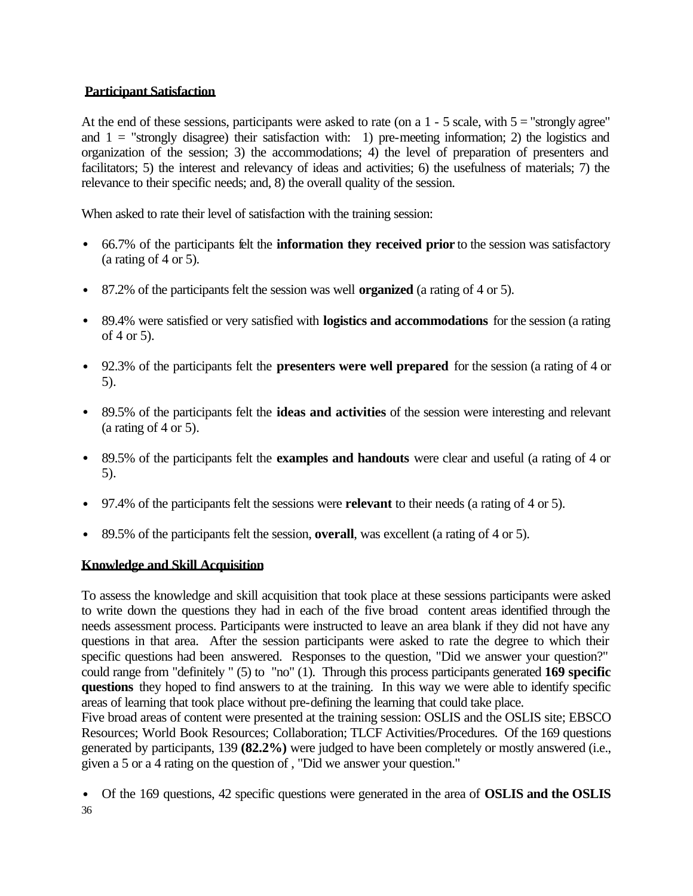**Participant Satisfaction**

At the end of these sessions, participants were asked to rate (on a 1 - 5 scale, with 5 = "strongly agree" and 1 = "strongly disagree) their satisfaction with: 1) pre-meeting information; 2) the logistics and organization of the session; 3) the accommodations; 4) the level of preparation of presenters and facilitators; 5) the interest and relevancy of ideas and activities; 6) the usefulness of materials; 7) the relevance to their specific needs; and, 8) the overall quality of the session.

When asked to rate their level of satisfaction with the training session:

- 66.7% of the participants felt the **information they received prior** to the session was satisfactory (a rating of 4 or 5).
- 87.2% of the participants felt the session was well **organized** (a rating of 4 or 5).
- 89.4% were satisfied or very satisfied with **logistics and accommodations** for the session (a rating of 4 or 5).
- 92.3% of the participants felt the **presenters were well prepared** for the session (a rating of 4 or 5).
- 89.5% of the participants felt the **ideas and activities** of the session were interesting and relevant (a rating of 4 or 5).
- 89.5% of the participants felt the **examples and handouts** were clear and useful (a rating of 4 or 5).
- 97.4% of the participants felt the sessions were **relevant** to their needs (a rating of 4 or 5).
- 89.5% of the participants felt the session, **overall**, was excellent (a rating of 4 or 5).

**Knowledge and Skill Acquisition**

To assess the knowledge and skill acquisition that took place at these sessions participants were asked to write down the questions they had in each of the five broad content areas identified through the needs assessment process. Participants were instructed to leave an area blank if they did not have any questions in that area. After the session participants were asked to rate the degree to which their specific questions had been answered. Responses to the question, "Did we answer your question?" could range from "definitely " (5) to "no" (1). Through this process participants generated **169 specific questions** they hoped to find answers to at the training. In this way we were able to identify specific areas of learning that took place without pre-defining the learning that could take place.
Five broad areas of content were presented at the training session: OSLIS and the OSLIS site; EBSCO Resources; World Book Resources; Collaboration; TLCF Activities/Procedures. Of the 169 questions generated by participants, 139 **(82.2%)** were judged to have been completely or mostly answered (i.e., given a 5 or a 4 rating on the question of , "Did we answer your question."

- Of the 169 questions, 42 specific questions were generated in the area of **OSLIS and the OSLIS**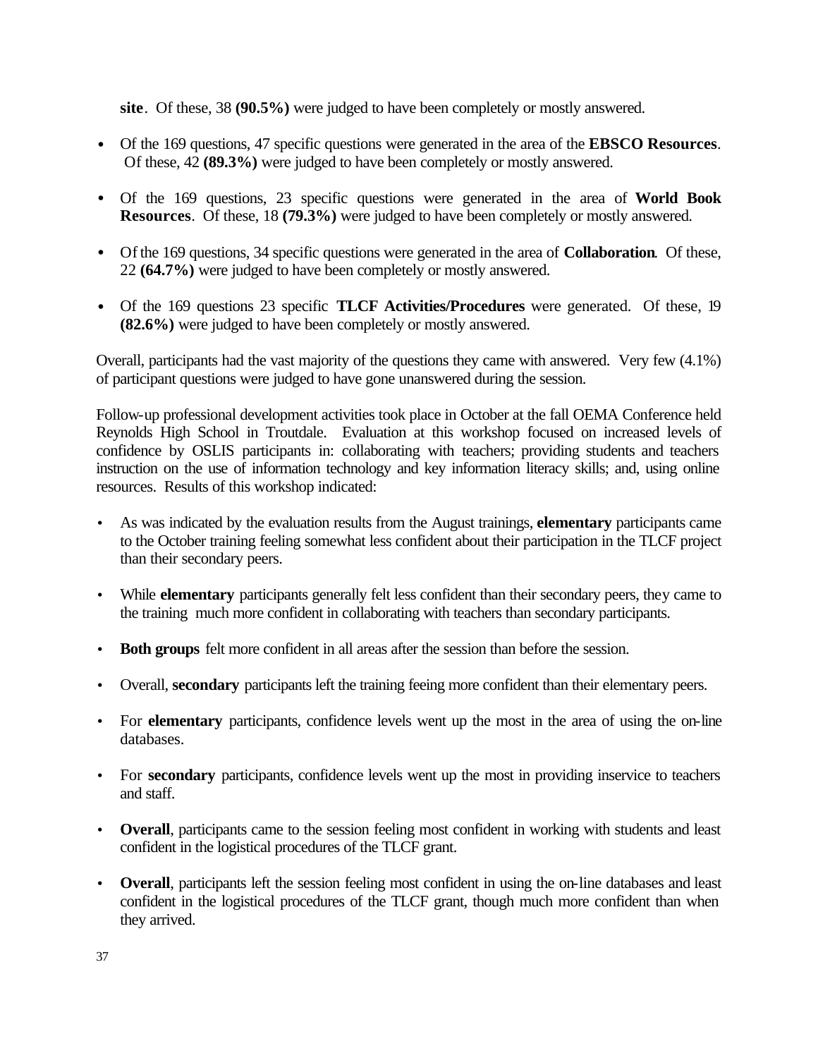**site**. Of these, 38 **(90.5%)** were judged to have been completely or mostly answered.

- Of the 169 questions, 47 specific questions were generated in the area of the **EBSCO Resources**. Of these, 42 **(89.3%)** were judged to have been completely or mostly answered.
- Of the 169 questions, 23 specific questions were generated in the area of **World Book Resources**. Of these, 18 **(79.3%)** were judged to have been completely or mostly answered.
- Of the 169 questions, 34 specific questions were generated in the area of **Collaboration**. Of these, 22 **(64.7%)** were judged to have been completely or mostly answered.
- Of the 169 questions 23 specific **TLCF Activities/Procedures** were generated. Of these, 19 **(82.6%)** were judged to have been completely or mostly answered.

Overall, participants had the vast majority of the questions they came with answered. Very few (4.1%) of participant questions were judged to have gone unanswered during the session.

Follow-up professional development activities took place in October at the fall OEMA Conference held Reynolds High School in Troutdale. Evaluation at this workshop focused on increased levels of confidence by OSLIS participants in: collaborating with teachers; providing students and teachers instruction on the use of information technology and key information literacy skills; and, using online resources. Results of this workshop indicated:

- As was indicated by the evaluation results from the August trainings, **elementary** participants came to the October training feeling somewhat less confident about their participation in the TLCF project than their secondary peers.
- While **elementary** participants generally felt less confident than their secondary peers, they came to the training much more confident in collaborating with teachers than secondary participants.
- **Both groups** felt more confident in all areas after the session than before the session.
- Overall, **secondary** participants left the training feeing more confident than their elementary peers.
- For **elementary** participants, confidence levels went up the most in the area of using the on-line databases.
- For **secondary** participants, confidence levels went up the most in providing inservice to teachers and staff.
- **Overall**, participants came to the session feeling most confident in working with students and least confident in the logistical procedures of the TLCF grant.
- **Overall**, participants left the session feeling most confident in using the on-line databases and least confident in the logistical procedures of the TLCF grant, though much more confident than when they arrived.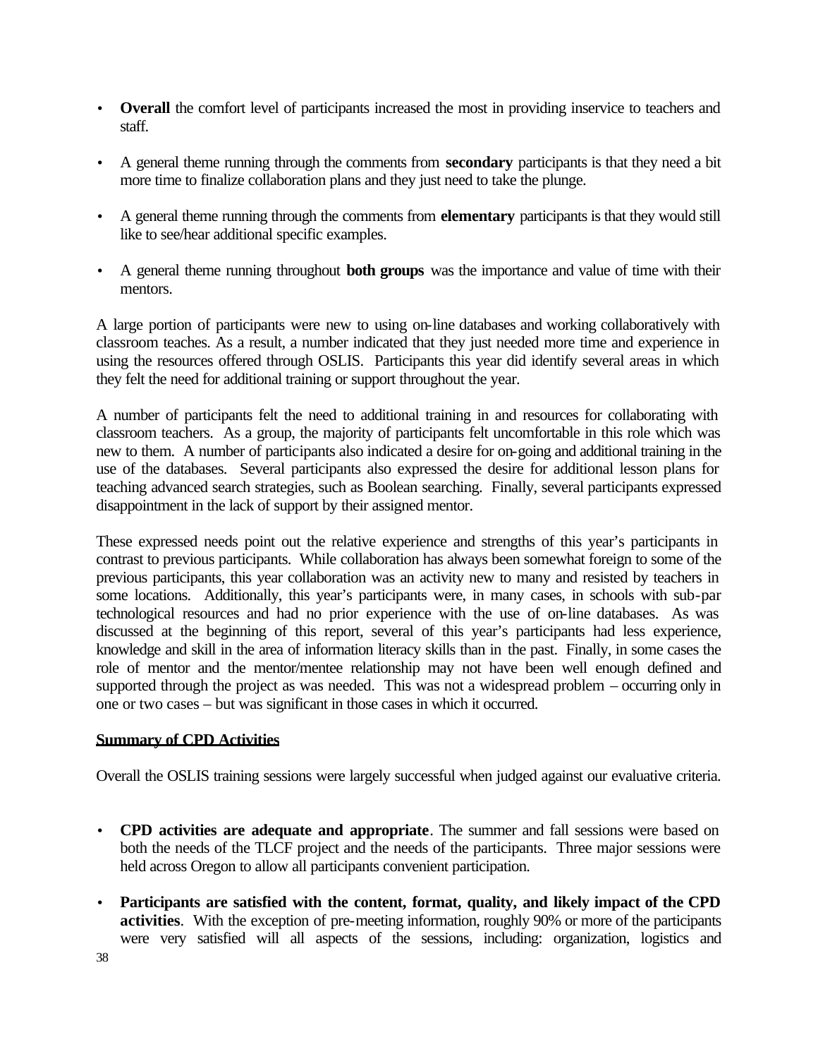- **Overall** the comfort level of participants increased the most in providing inservice to teachers and staff.
- A general theme running through the comments from **secondary** participants is that they need a bit more time to finalize collaboration plans and they just need to take the plunge.
- A general theme running through the comments from **elementary** participants is that they would still like to see/hear additional specific examples.
- A general theme running throughout **both groups** was the importance and value of time with their mentors.

A large portion of participants were new to using on-line databases and working collaboratively with classroom teaches. As a result, a number indicated that they just needed more time and experience in using the resources offered through OSLIS. Participants this year did identify several areas in which they felt the need for additional training or support throughout the year.

A number of participants felt the need to additional training in and resources for collaborating with classroom teachers. As a group, the majority of participants felt uncomfortable in this role which was new to them. A number of participants also indicated a desire for on-going and additional training in the use of the databases. Several participants also expressed the desire for additional lesson plans for teaching advanced search strategies, such as Boolean searching. Finally, several participants expressed disappointment in the lack of support by their assigned mentor.

These expressed needs point out the relative experience and strengths of this year's participants in contrast to previous participants. While collaboration has always been somewhat foreign to some of the previous participants, this year collaboration was an activity new to many and resisted by teachers in some locations. Additionally, this year's participants were, in many cases, in schools with sub-par technological resources and had no prior experience with the use of on-line databases. As was discussed at the beginning of this report, several of this year's participants had less experience, knowledge and skill in the area of information literacy skills than in the past. Finally, in some cases the role of mentor and the mentor/mentee relationship may not have been well enough defined and supported through the project as was needed. This was not a widespread problem – occurring only in one or two cases – but was significant in those cases in which it occurred.

**Summary of CPD Activities**

Overall the OSLIS training sessions were largely successful when judged against our evaluative criteria.

- **CPD activities are adequate and appropriate**. The summer and fall sessions were based on both the needs of the TLCF project and the needs of the participants. Three major sessions were held across Oregon to allow all participants convenient participation.
- **Participants are satisfied with the content, format, quality, and likely impact of the CPD activities**. With the exception of pre-meeting information, roughly 90% or more of the participants were very satisfied will all aspects of the sessions, including: organization, logistics and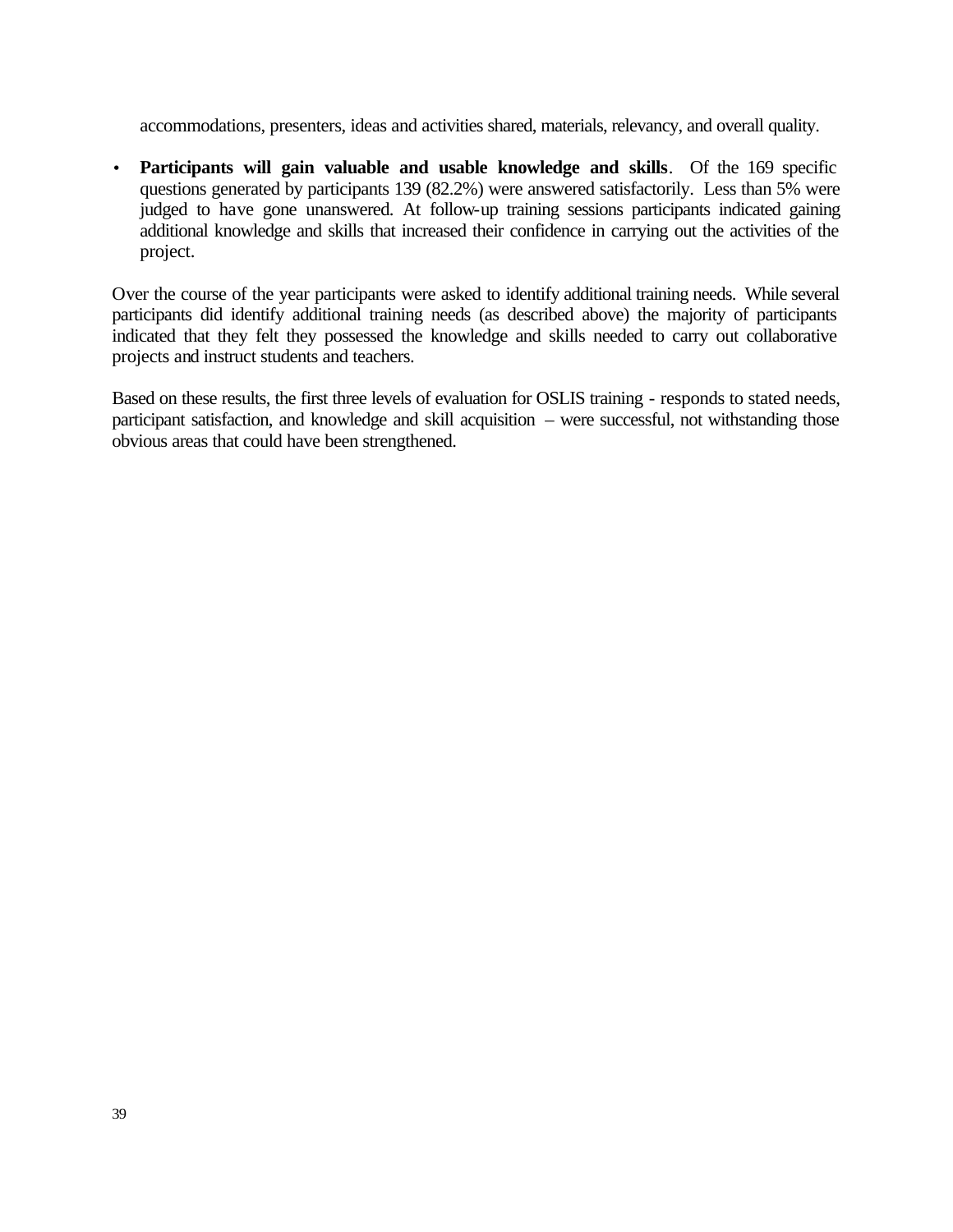accommodations, presenters, ideas and activities shared, materials, relevancy, and overall quality.

- **Participants will gain valuable and usable knowledge and skills**. Of the 169 specific questions generated by participants 139 (82.2%) were answered satisfactorily. Less than 5% were judged to have gone unanswered. At follow-up training sessions participants indicated gaining additional knowledge and skills that increased their confidence in carrying out the activities of the project.

Over the course of the year participants were asked to identify additional training needs. While several participants did identify additional training needs (as described above) the majority of participants indicated that they felt they possessed the knowledge and skills needed to carry out collaborative projects and instruct students and teachers.

Based on these results, the first three levels of evaluation for OSLIS training - responds to stated needs, participant satisfaction, and knowledge and skill acquisition – were successful, not withstanding those obvious areas that could have been strengthened.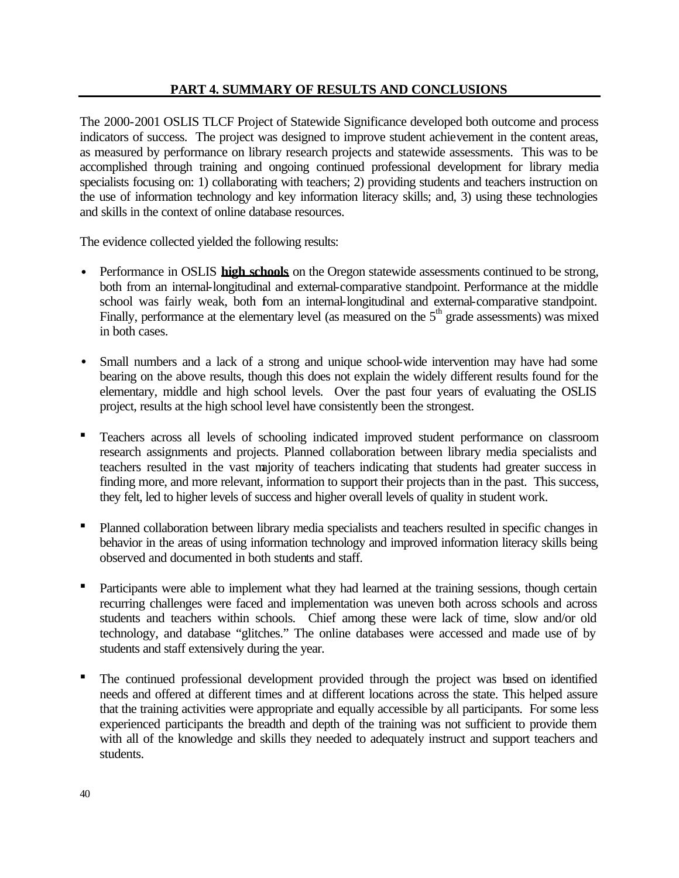## PART 4. SUMMARY OF RESULTS AND CONCLUSIONS

The 2000-2001 OSLIS TLCF Project of Statewide Significance developed both outcome and process indicators of success. The project was designed to improve student achievement in the content areas, as measured by performance on library research projects and statewide assessments. This was to be accomplished through training and ongoing continued professional development for library media specialists focusing on: 1) collaborating with teachers; 2) providing students and teachers instruction on the use of information technology and key information literacy skills; and, 3) using these technologies and skills in the context of online database resources.

The evidence collected yielded the following results:

- Performance in OSLIS **high schools** on the Oregon statewide assessments continued to be strong, both from an internal-longitudinal and external-comparative standpoint. Performance at the middle school was fairly weak, both from an internal-longitudinal and external-comparative standpoint. Finally, performance at the elementary level (as measured on the 5th grade assessments) was mixed in both cases.

- Small numbers and a lack of a strong and unique school-wide intervention may have had some bearing on the above results, though this does not explain the widely different results found for the elementary, middle and high school levels. Over the past four years of evaluating the OSLIS project, results at the high school level have consistently been the strongest.

- Teachers across all levels of schooling indicated improved student performance on classroom research assignments and projects. Planned collaboration between library media specialists and teachers resulted in the vast majority of teachers indicating that students had greater success in finding more, and more relevant, information to support their projects than in the past. This success, they felt, led to higher levels of success and higher overall levels of quality in student work.

- Planned collaboration between library media specialists and teachers resulted in specific changes in behavior in the areas of using information technology and improved information literacy skills being observed and documented in both students and staff.

- Participants were able to implement what they had learned at the training sessions, though certain recurring challenges were faced and implementation was uneven both across schools and across students and teachers within schools. Chief among these were lack of time, slow and/or old technology, and database "glitches." The online databases were accessed and made use of by students and staff extensively during the year.

- The continued professional development provided through the project was based on identified needs and offered at different times and at different locations across the state. This helped assure that the training activities were appropriate and equally accessible by all participants. For some less experienced participants the breadth and depth of the training was not sufficient to provide them with all of the knowledge and skills they needed to adequately instruct and support teachers and students.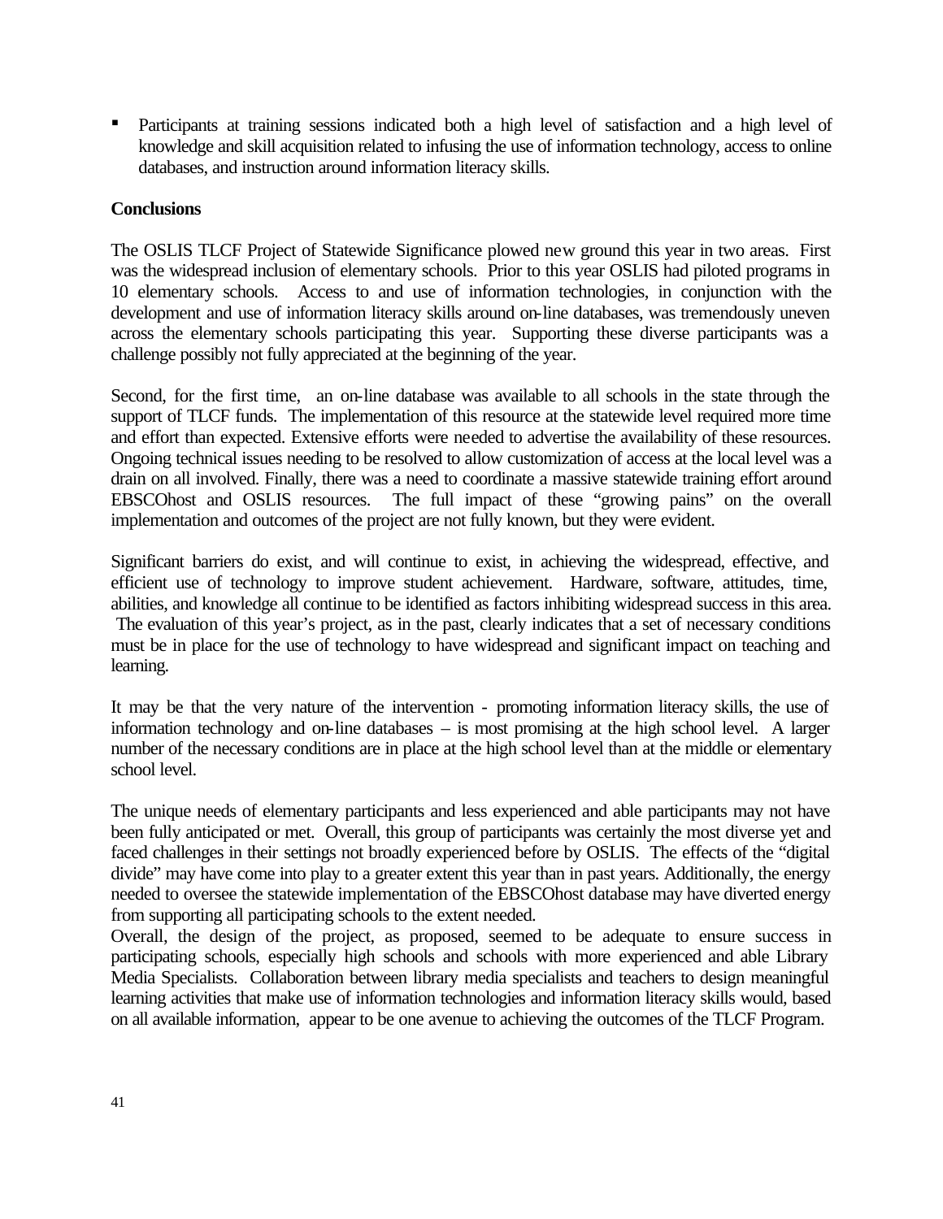- Participants at training sessions indicated both a high level of satisfaction and a high level of knowledge and skill acquisition related to infusing the use of information technology, access to online databases, and instruction around information literacy skills.

**Conclusions**

The OSLIS TLCF Project of Statewide Significance plowed new ground this year in two areas. First was the widespread inclusion of elementary schools. Prior to this year OSLIS had piloted programs in 10 elementary schools. Access to and use of information technologies, in conjunction with the development and use of information literacy skills around on-line databases, was tremendously uneven across the elementary schools participating this year. Supporting these diverse participants was a challenge possibly not fully appreciated at the beginning of the year.

Second, for the first time, an on-line database was available to all schools in the state through the support of TLCF funds. The implementation of this resource at the statewide level required more time and effort than expected. Extensive efforts were needed to advertise the availability of these resources. Ongoing technical issues needing to be resolved to allow customization of access at the local level was a drain on all involved. Finally, there was a need to coordinate a massive statewide training effort around EBSCOhost and OSLIS resources. The full impact of these "growing pains" on the overall implementation and outcomes of the project are not fully known, but they were evident.

Significant barriers do exist, and will continue to exist, in achieving the widespread, effective, and efficient use of technology to improve student achievement. Hardware, software, attitudes, time, abilities, and knowledge all continue to be identified as factors inhibiting widespread success in this area. The evaluation of this year's project, as in the past, clearly indicates that a set of necessary conditions must be in place for the use of technology to have widespread and significant impact on teaching and learning.

It may be that the very nature of the intervention - promoting information literacy skills, the use of information technology and on-line databases – is most promising at the high school level. A larger number of the necessary conditions are in place at the high school level than at the middle or elementary school level.

The unique needs of elementary participants and less experienced and able participants may not have been fully anticipated or met. Overall, this group of participants was certainly the most diverse yet and faced challenges in their settings not broadly experienced before by OSLIS. The effects of the "digital divide" may have come into play to a greater extent this year than in past years. Additionally, the energy needed to oversee the statewide implementation of the EBSCOhost database may have diverted energy from supporting all participating schools to the extent needed.

Overall, the design of the project, as proposed, seemed to be adequate to ensure success in participating schools, especially high schools and schools with more experienced and able Library Media Specialists. Collaboration between library media specialists and teachers to design meaningful learning activities that make use of information technologies and information literacy skills would, based on all available information, appear to be one avenue to achieving the outcomes of the TLCF Program.